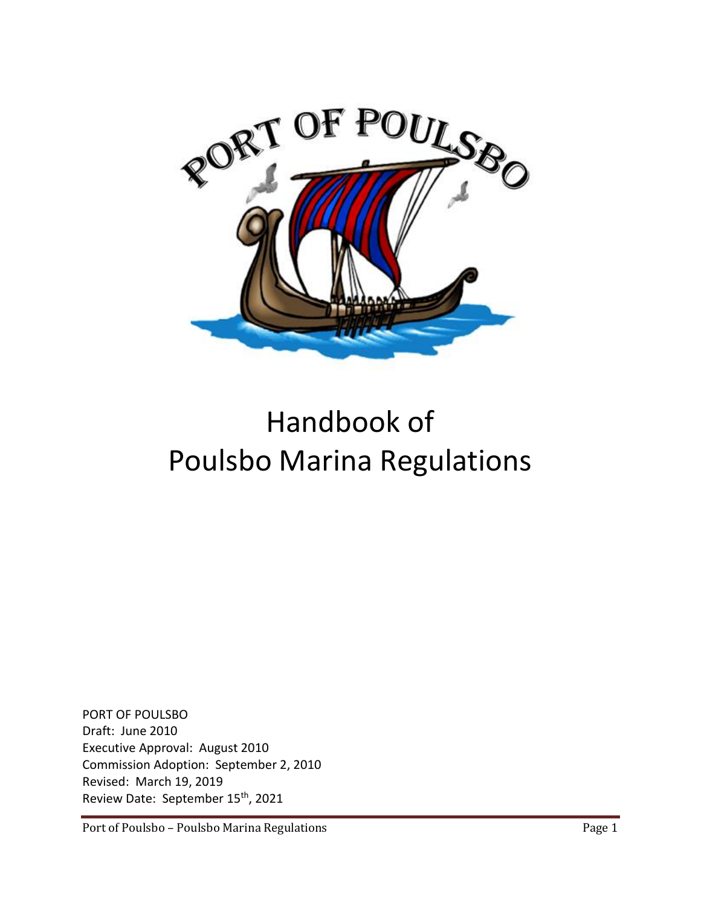# Handbook of Poulsbo Marina Regulations

PORT OF POULSBO
Draft: June 2010
Executive Approval: August 2010
Commission Adoption: September 2, 2010
Revised: March 19, 2019
Review Date: September 15th, 2021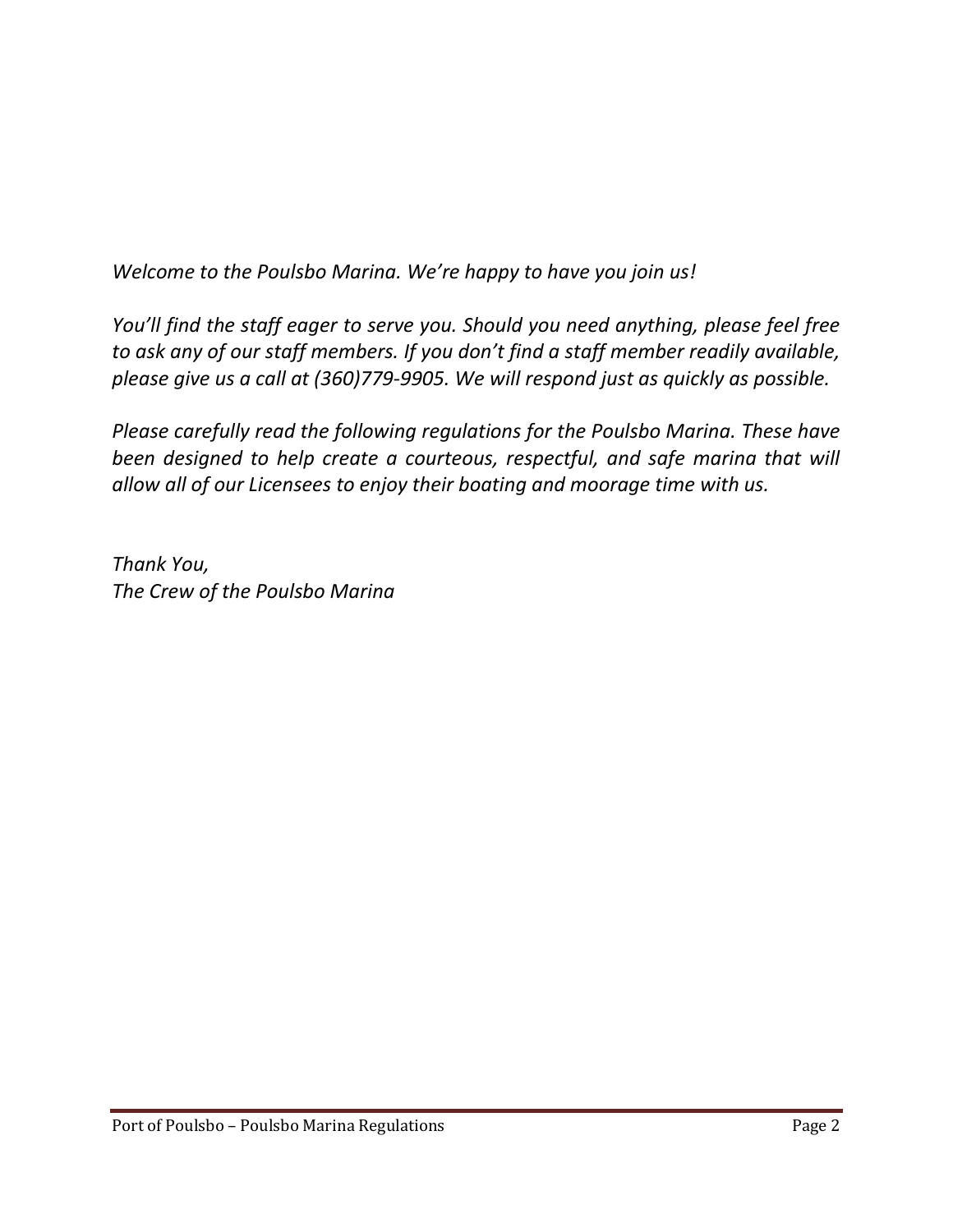*Welcome to the Poulsbo Marina. We're happy to have you join us!*

*You'll find the staff eager to serve you. Should you need anything, please feel free to ask any of our staff members. If you don't find a staff member readily available, please give us a call at (360)779-9905. We will respond just as quickly as possible.*

*Please carefully read the following regulations for the Poulsbo Marina. These have been designed to help create a courteous, respectful, and safe marina that will allow all of our Licensees to enjoy their boating and moorage time with us.*

*Thank You,*
*The Crew of the Poulsbo Marina*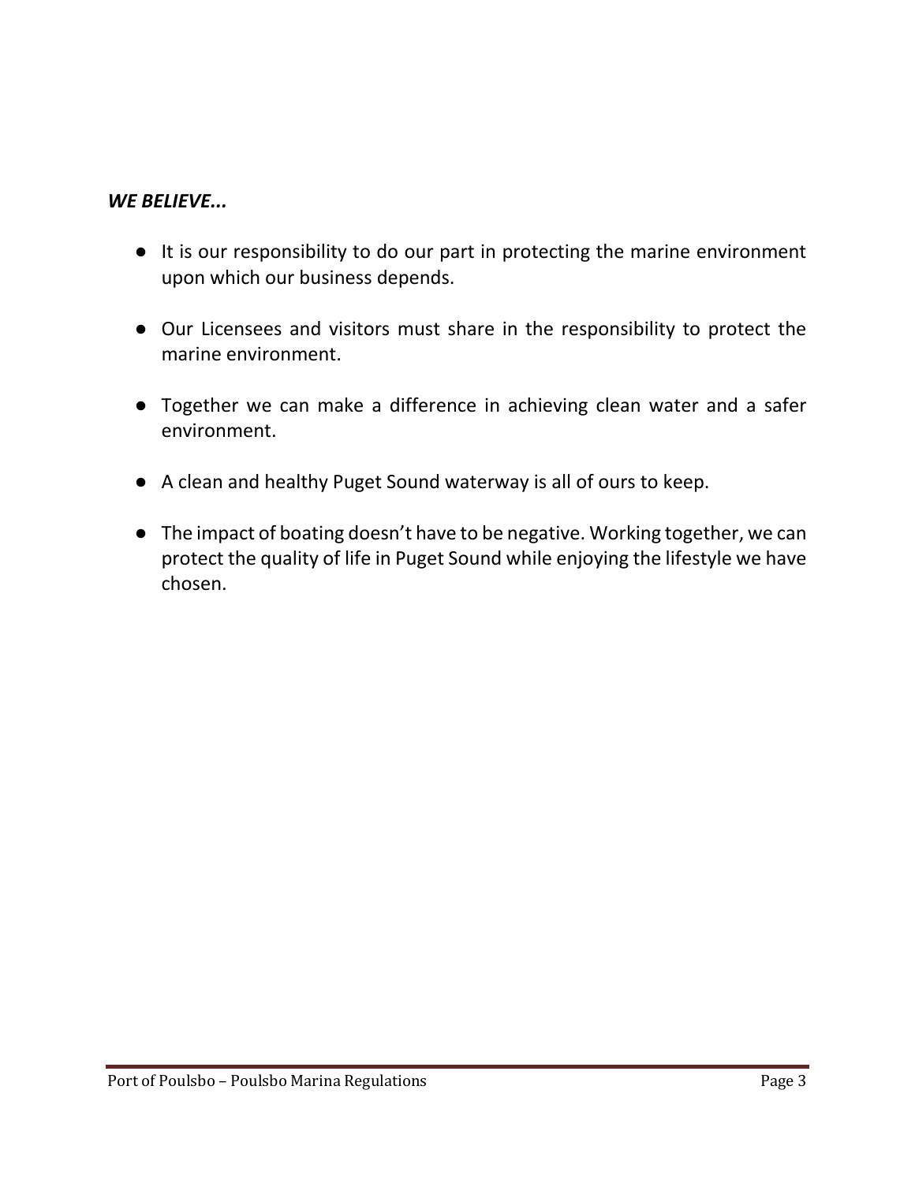***WE BELIEVE...***

- It is our responsibility to do our part in protecting the marine environment upon which our business depends.

- Our Licensees and visitors must share in the responsibility to protect the marine environment.

- Together we can make a difference in achieving clean water and a safer environment.

- A clean and healthy Puget Sound waterway is all of ours to keep.

- The impact of boating doesn't have to be negative. Working together, we can protect the quality of life in Puget Sound while enjoying the lifestyle we have chosen.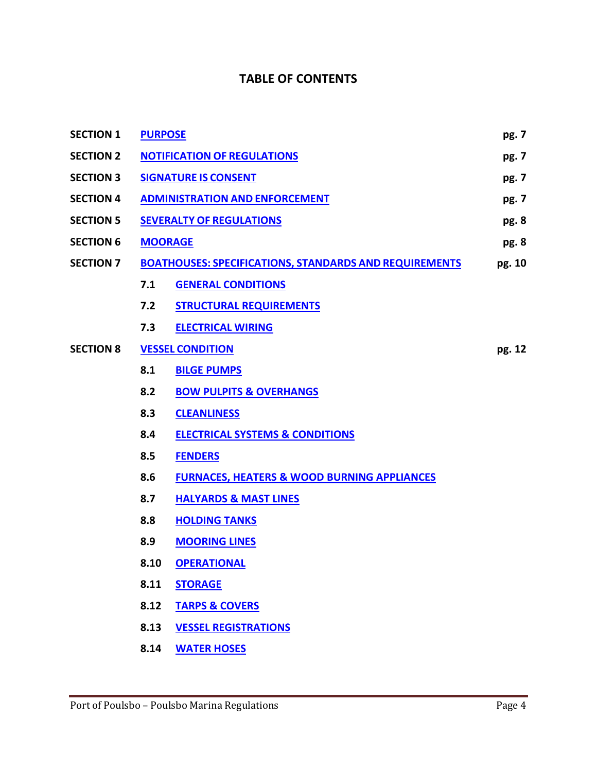# TABLE OF CONTENTS

| | | |
|---|---|---|
| **SECTION 1** | **PURPOSE** | **pg. 7** |
| **SECTION 2** | **NOTIFICATION OF REGULATIONS** | **pg. 7** |
| **SECTION 3** | **SIGNATURE IS CONSENT** | **pg. 7** |
| **SECTION 4** | **ADMINISTRATION AND ENFORCEMENT** | **pg. 7** |
| **SECTION 5** | **SEVERALTY OF REGULATIONS** | **pg. 8** |
| **SECTION 6** | **MOORAGE** | **pg. 8** |
| **SECTION 7** | **BOATHOUSES: SPECIFICATIONS, STANDARDS AND REQUIREMENTS** | **pg. 10** |
| | **7.1 GENERAL CONDITIONS** | |
| | **7.2 STRUCTURAL REQUIREMENTS** | |
| | **7.3 ELECTRICAL WIRING** | |
| **SECTION 8** | **VESSEL CONDITION** | **pg. 12** |
| | **8.1 BILGE PUMPS** | |
| | **8.2 BOW PULPITS & OVERHANGS** | |
| | **8.3 CLEANLINESS** | |
| | **8.4 ELECTRICAL SYSTEMS & CONDITIONS** | |
| | **8.5 FENDERS** | |
| | **8.6 FURNACES, HEATERS & WOOD BURNING APPLIANCES** | |
| | **8.7 HALYARDS & MAST LINES** | |
| | **8.8 HOLDING TANKS** | |
| | **8.9 MOORING LINES** | |
| | **8.10 OPERATIONAL** | |
| | **8.11 STORAGE** | |
| | **8.12 TARPS & COVERS** | |
| | **8.13 VESSEL REGISTRATIONS** | |
| | **8.14 WATER HOSES** | |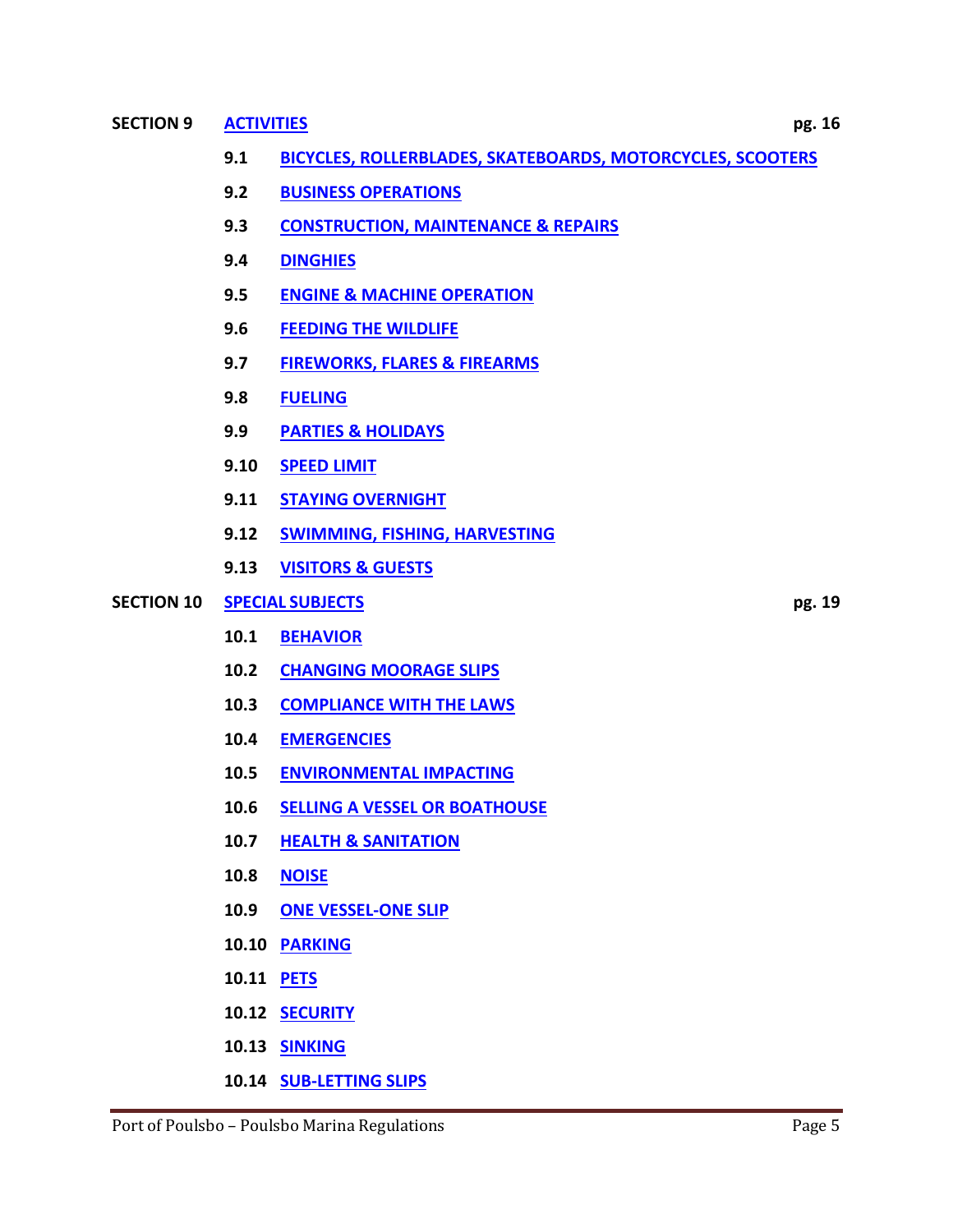**SECTION 9** **ACTIVITIES** **pg. 16**

- **9.1** **BICYCLES, ROLLERBLADES, SKATEBOARDS, MOTORCYCLES, SCOOTERS**
- **9.2** **BUSINESS OPERATIONS**
- **9.3** **CONSTRUCTION, MAINTENANCE & REPAIRS**
- **9.4** **DINGHIES**
- **9.5** **ENGINE & MACHINE OPERATION**
- **9.6** **FEEDING THE WILDLIFE**
- **9.7** **FIREWORKS, FLARES & FIREARMS**
- **9.8** **FUELING**
- **9.9** **PARTIES & HOLIDAYS**
- **9.10** **SPEED LIMIT**
- **9.11** **STAYING OVERNIGHT**
- **9.12** **SWIMMING, FISHING, HARVESTING**
- **9.13** **VISITORS & GUESTS**

**SECTION 10** **SPECIAL SUBJECTS** **pg. 19**

- **10.1** **BEHAVIOR**
- **10.2** **CHANGING MOORAGE SLIPS**
- **10.3** **COMPLIANCE WITH THE LAWS**
- **10.4** **EMERGENCIES**
- **10.5** **ENVIRONMENTAL IMPACTING**
- **10.6** **SELLING A VESSEL OR BOATHOUSE**
- **10.7** **HEALTH & SANITATION**
- **10.8** **NOISE**
- **10.9** **ONE VESSEL-ONE SLIP**
- **10.10** **PARKING**
- **10.11** **PETS**
- **10.12** **SECURITY**
- **10.13** **SINKING**
- **10.14** **SUB-LETTING SLIPS**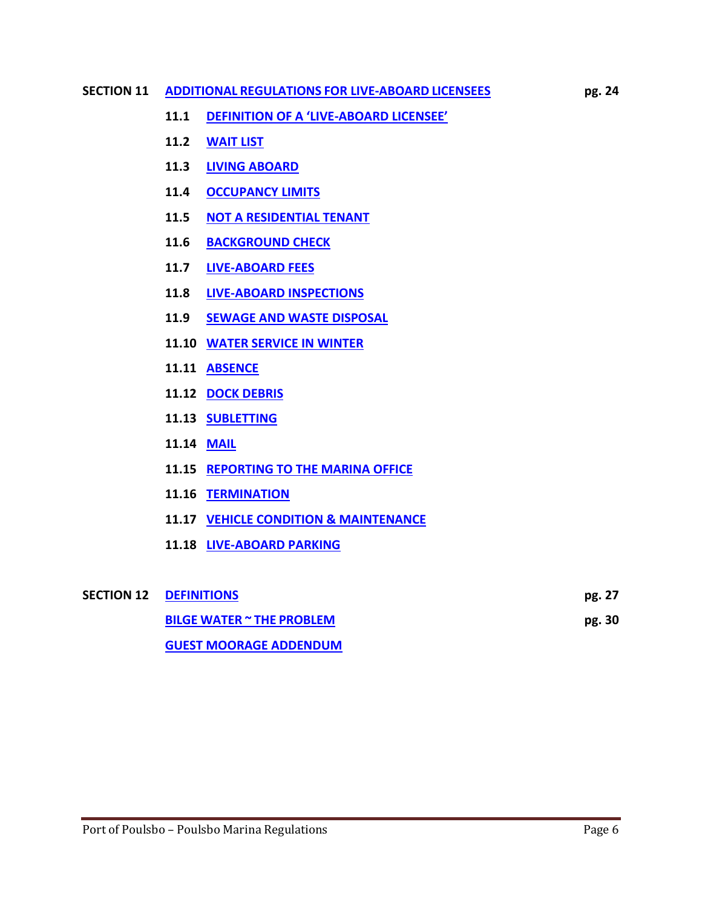**SECTION 11** **ADDITIONAL REGULATIONS FOR LIVE-ABOARD LICENSEES** **pg. 24**

- **11.1** **DEFINITION OF A 'LIVE-ABOARD LICENSEE'**
- **11.2** **WAIT LIST**
- **11.3** **LIVING ABOARD**
- **11.4** **OCCUPANCY LIMITS**
- **11.5** **NOT A RESIDENTIAL TENANT**
- **11.6** **BACKGROUND CHECK**
- **11.7** **LIVE-ABOARD FEES**
- **11.8** **LIVE-ABOARD INSPECTIONS**
- **11.9** **SEWAGE AND WASTE DISPOSAL**
- **11.10** **WATER SERVICE IN WINTER**
- **11.11** **ABSENCE**
- **11.12** **DOCK DEBRIS**
- **11.13** **SUBLETTING**
- **11.14** **MAIL**
- **11.15** **REPORTING TO THE MARINA OFFICE**
- **11.16** **TERMINATION**
- **11.17** **VEHICLE CONDITION & MAINTENANCE**
- **11.18** **LIVE-ABOARD PARKING**

**SECTION 12** **DEFINITIONS** **pg. 27**

**BILGE WATER ~ THE PROBLEM** **pg. 30**

**GUEST MOORAGE ADDENDUM**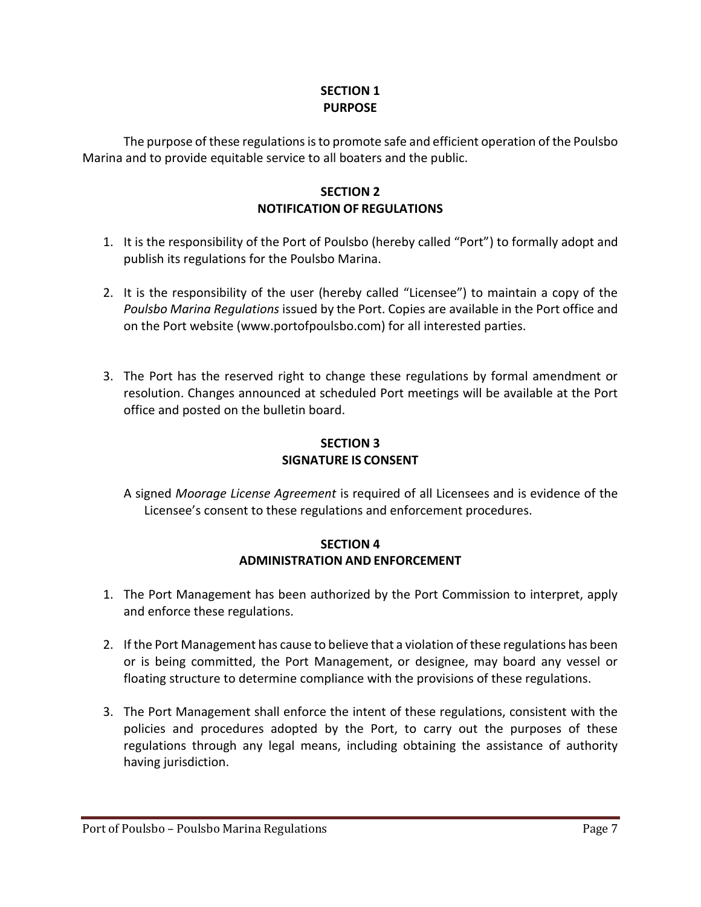## SECTION 1
## PURPOSE

The purpose of these regulations is to promote safe and efficient operation of the Poulsbo Marina and to provide equitable service to all boaters and the public.

## SECTION 2
## NOTIFICATION OF REGULATIONS

1. It is the responsibility of the Port of Poulsbo (hereby called "Port") to formally adopt and publish its regulations for the Poulsbo Marina.

2. It is the responsibility of the user (hereby called "Licensee") to maintain a copy of the *Poulsbo Marina Regulations* issued by the Port. Copies are available in the Port office and on the Port website (www.portofpoulsbo.com) for all interested parties.

3. The Port has the reserved right to change these regulations by formal amendment or resolution. Changes announced at scheduled Port meetings will be available at the Port office and posted on the bulletin board.

## SECTION 3
## SIGNATURE IS CONSENT

A signed *Moorage License Agreement* is required of all Licensees and is evidence of the Licensee's consent to these regulations and enforcement procedures.

## SECTION 4
## ADMINISTRATION AND ENFORCEMENT

1. The Port Management has been authorized by the Port Commission to interpret, apply and enforce these regulations.

2. If the Port Management has cause to believe that a violation of these regulations has been or is being committed, the Port Management, or designee, may board any vessel or floating structure to determine compliance with the provisions of these regulations.

3. The Port Management shall enforce the intent of these regulations, consistent with the policies and procedures adopted by the Port, to carry out the purposes of these regulations through any legal means, including obtaining the assistance of authority having jurisdiction.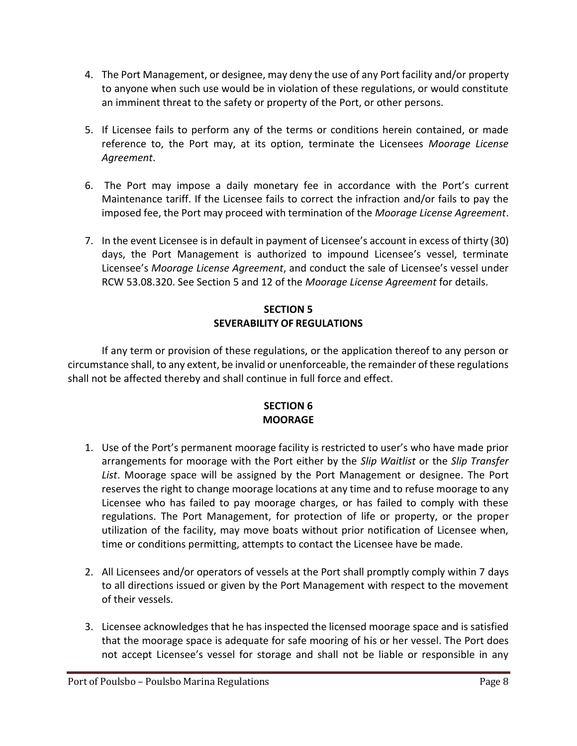4. The Port Management, or designee, may deny the use of any Port facility and/or property to anyone when such use would be in violation of these regulations, or would constitute an imminent threat to the safety or property of the Port, or other persons.

5. If Licensee fails to perform any of the terms or conditions herein contained, or made reference to, the Port may, at its option, terminate the Licensees *Moorage License Agreement*.

6. The Port may impose a daily monetary fee in accordance with the Port's current Maintenance tariff. If the Licensee fails to correct the infraction and/or fails to pay the imposed fee, the Port may proceed with termination of the *Moorage License Agreement*.

7. In the event Licensee is in default in payment of Licensee's account in excess of thirty (30) days, the Port Management is authorized to impound Licensee's vessel, terminate Licensee's *Moorage License Agreement*, and conduct the sale of Licensee's vessel under RCW 53.08.320. See Section 5 and 12 of the *Moorage License Agreement* for details.

## SECTION 5
## SEVERABILITY OF REGULATIONS

If any term or provision of these regulations, or the application thereof to any person or circumstance shall, to any extent, be invalid or unenforceable, the remainder of these regulations shall not be affected thereby and shall continue in full force and effect.

## SECTION 6
## MOORAGE

1. Use of the Port's permanent moorage facility is restricted to user's who have made prior arrangements for moorage with the Port either by the *Slip Waitlist* or the *Slip Transfer List*. Moorage space will be assigned by the Port Management or designee. The Port reserves the right to change moorage locations at any time and to refuse moorage to any Licensee who has failed to pay moorage charges, or has failed to comply with these regulations. The Port Management, for protection of life or property, or the proper utilization of the facility, may move boats without prior notification of Licensee when, time or conditions permitting, attempts to contact the Licensee have be made.

2. All Licensees and/or operators of vessels at the Port shall promptly comply within 7 days to all directions issued or given by the Port Management with respect to the movement of their vessels.

3. Licensee acknowledges that he has inspected the licensed moorage space and is satisfied that the moorage space is adequate for safe mooring of his or her vessel. The Port does not accept Licensee's vessel for storage and shall not be liable or responsible in any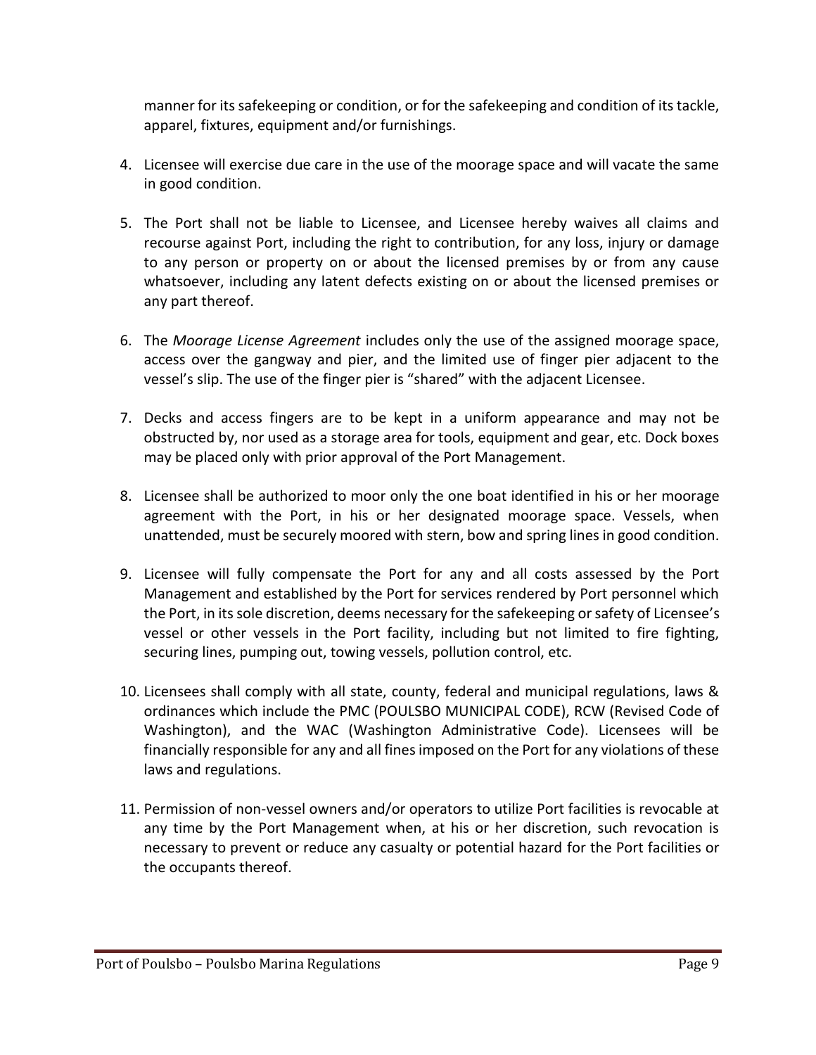manner for its safekeeping or condition, or for the safekeeping and condition of its tackle, apparel, fixtures, equipment and/or furnishings.

4. Licensee will exercise due care in the use of the moorage space and will vacate the same in good condition.

5. The Port shall not be liable to Licensee, and Licensee hereby waives all claims and recourse against Port, including the right to contribution, for any loss, injury or damage to any person or property on or about the licensed premises by or from any cause whatsoever, including any latent defects existing on or about the licensed premises or any part thereof.

6. The *Moorage License Agreement* includes only the use of the assigned moorage space, access over the gangway and pier, and the limited use of finger pier adjacent to the vessel's slip. The use of the finger pier is "shared" with the adjacent Licensee.

7. Decks and access fingers are to be kept in a uniform appearance and may not be obstructed by, nor used as a storage area for tools, equipment and gear, etc. Dock boxes may be placed only with prior approval of the Port Management.

8. Licensee shall be authorized to moor only the one boat identified in his or her moorage agreement with the Port, in his or her designated moorage space. Vessels, when unattended, must be securely moored with stern, bow and spring lines in good condition.

9. Licensee will fully compensate the Port for any and all costs assessed by the Port Management and established by the Port for services rendered by Port personnel which the Port, in its sole discretion, deems necessary for the safekeeping or safety of Licensee's vessel or other vessels in the Port facility, including but not limited to fire fighting, securing lines, pumping out, towing vessels, pollution control, etc.

10. Licensees shall comply with all state, county, federal and municipal regulations, laws & ordinances which include the PMC (POULSBO MUNICIPAL CODE), RCW (Revised Code of Washington), and the WAC (Washington Administrative Code). Licensees will be financially responsible for any and all fines imposed on the Port for any violations of these laws and regulations.

11. Permission of non-vessel owners and/or operators to utilize Port facilities is revocable at any time by the Port Management when, at his or her discretion, such revocation is necessary to prevent or reduce any casualty or potential hazard for the Port facilities or the occupants thereof.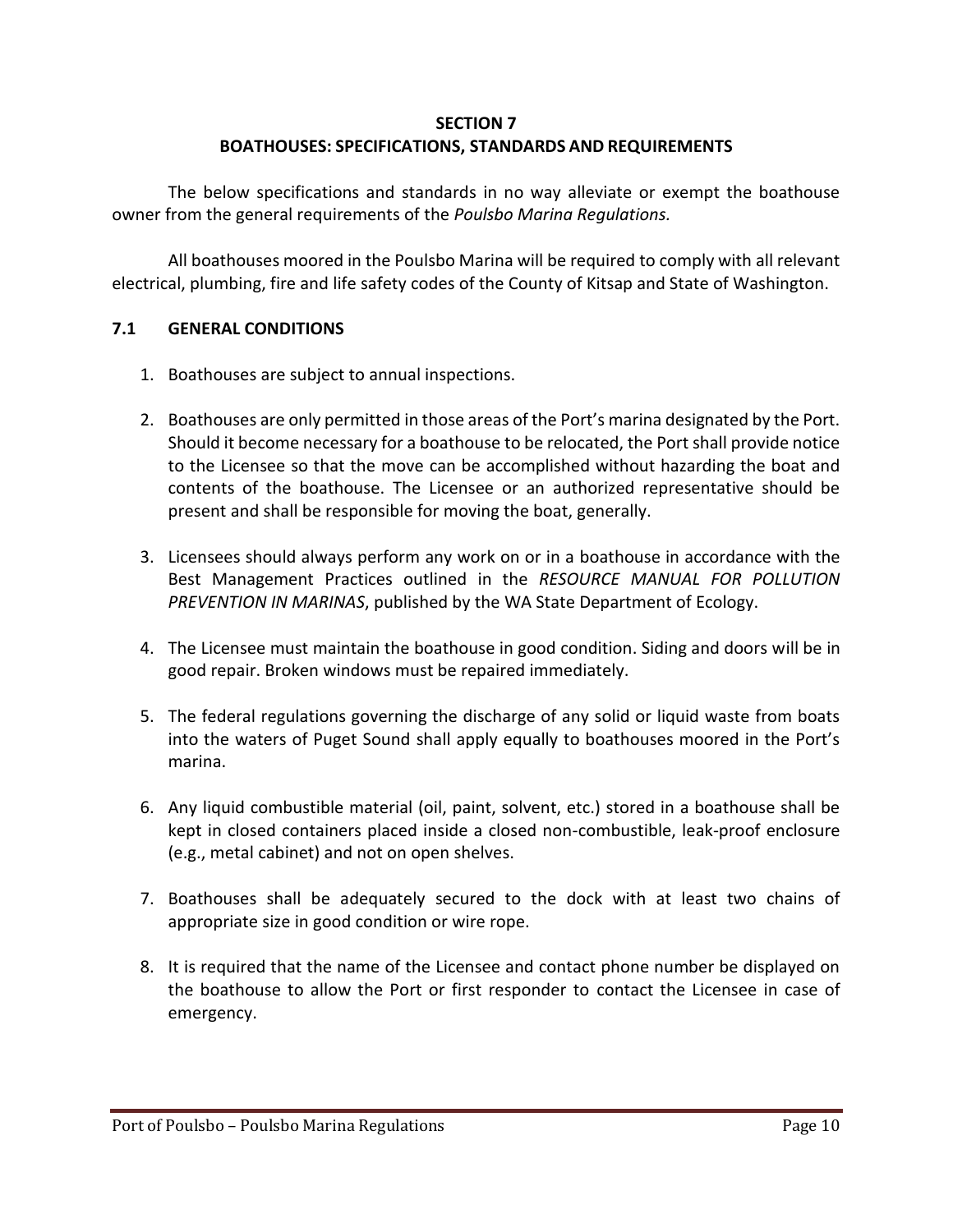## SECTION 7
## BOATHOUSES: SPECIFICATIONS, STANDARDS AND REQUIREMENTS

The below specifications and standards in no way alleviate or exempt the boathouse owner from the general requirements of the *Poulsbo Marina Regulations.*

All boathouses moored in the Poulsbo Marina will be required to comply with all relevant electrical, plumbing, fire and life safety codes of the County of Kitsap and State of Washington.

### 7.1 GENERAL CONDITIONS

1. Boathouses are subject to annual inspections.

2. Boathouses are only permitted in those areas of the Port's marina designated by the Port. Should it become necessary for a boathouse to be relocated, the Port shall provide notice to the Licensee so that the move can be accomplished without hazarding the boat and contents of the boathouse. The Licensee or an authorized representative should be present and shall be responsible for moving the boat, generally.

3. Licensees should always perform any work on or in a boathouse in accordance with the Best Management Practices outlined in the *RESOURCE MANUAL FOR POLLUTION PREVENTION IN MARINAS*, published by the WA State Department of Ecology.

4. The Licensee must maintain the boathouse in good condition. Siding and doors will be in good repair. Broken windows must be repaired immediately.

5. The federal regulations governing the discharge of any solid or liquid waste from boats into the waters of Puget Sound shall apply equally to boathouses moored in the Port's marina.

6. Any liquid combustible material (oil, paint, solvent, etc.) stored in a boathouse shall be kept in closed containers placed inside a closed non-combustible, leak-proof enclosure (e.g., metal cabinet) and not on open shelves.

7. Boathouses shall be adequately secured to the dock with at least two chains of appropriate size in good condition or wire rope.

8. It is required that the name of the Licensee and contact phone number be displayed on the boathouse to allow the Port or first responder to contact the Licensee in case of emergency.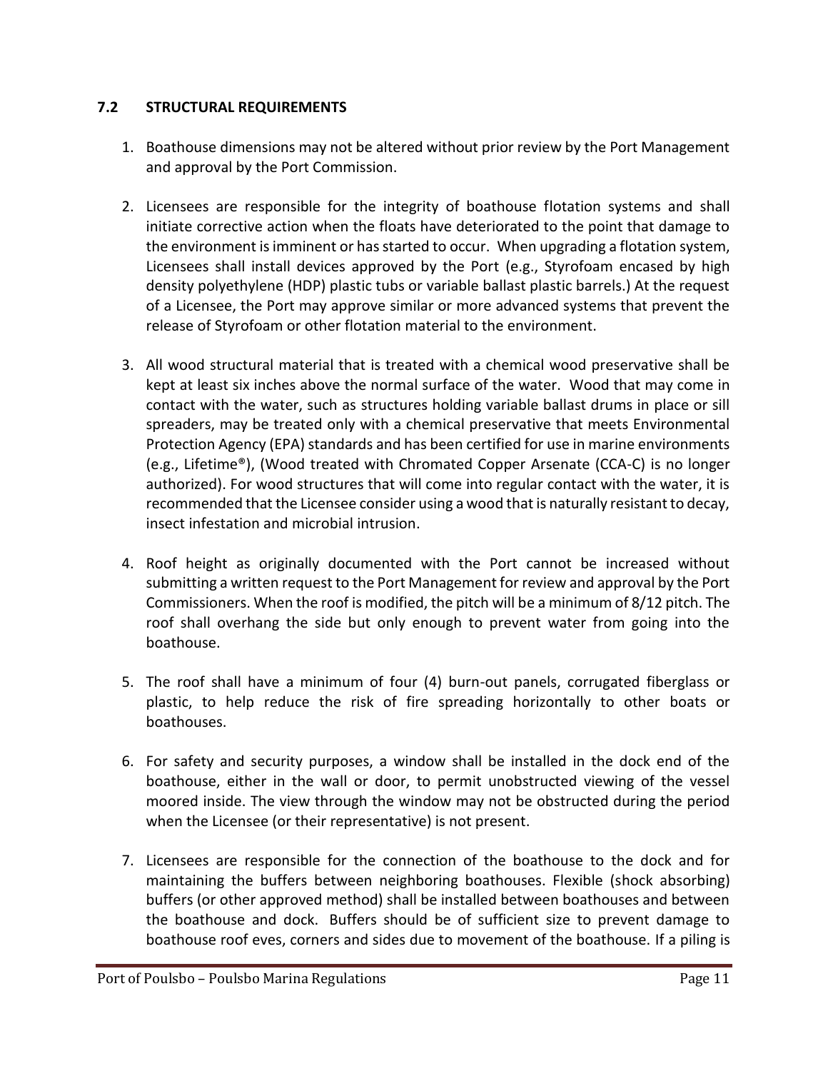### 7.2 STRUCTURAL REQUIREMENTS

1. Boathouse dimensions may not be altered without prior review by the Port Management and approval by the Port Commission.

2. Licensees are responsible for the integrity of boathouse flotation systems and shall initiate corrective action when the floats have deteriorated to the point that damage to the environment is imminent or has started to occur. When upgrading a flotation system, Licensees shall install devices approved by the Port (e.g., Styrofoam encased by high density polyethylene (HDP) plastic tubs or variable ballast plastic barrels.) At the request of a Licensee, the Port may approve similar or more advanced systems that prevent the release of Styrofoam or other flotation material to the environment.

3. All wood structural material that is treated with a chemical wood preservative shall be kept at least six inches above the normal surface of the water. Wood that may come in contact with the water, such as structures holding variable ballast drums in place or sill spreaders, may be treated only with a chemical preservative that meets Environmental Protection Agency (EPA) standards and has been certified for use in marine environments (e.g., Lifetime®), (Wood treated with Chromated Copper Arsenate (CCA-C) is no longer authorized). For wood structures that will come into regular contact with the water, it is recommended that the Licensee consider using a wood that is naturally resistant to decay, insect infestation and microbial intrusion.

4. Roof height as originally documented with the Port cannot be increased without submitting a written request to the Port Management for review and approval by the Port Commissioners. When the roof is modified, the pitch will be a minimum of 8/12 pitch. The roof shall overhang the side but only enough to prevent water from going into the boathouse.

5. The roof shall have a minimum of four (4) burn-out panels, corrugated fiberglass or plastic, to help reduce the risk of fire spreading horizontally to other boats or boathouses.

6. For safety and security purposes, a window shall be installed in the dock end of the boathouse, either in the wall or door, to permit unobstructed viewing of the vessel moored inside. The view through the window may not be obstructed during the period when the Licensee (or their representative) is not present.

7. Licensees are responsible for the connection of the boathouse to the dock and for maintaining the buffers between neighboring boathouses. Flexible (shock absorbing) buffers (or other approved method) shall be installed between boathouses and between the boathouse and dock. Buffers should be of sufficient size to prevent damage to boathouse roof eves, corners and sides due to movement of the boathouse. If a piling is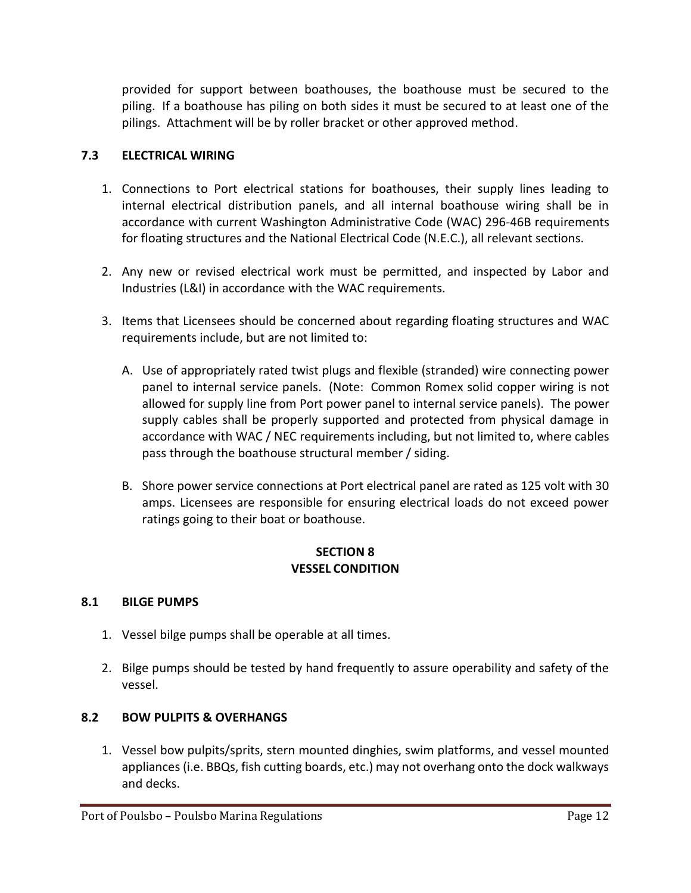provided for support between boathouses, the boathouse must be secured to the piling. If a boathouse has piling on both sides it must be secured to at least one of the pilings. Attachment will be by roller bracket or other approved method.

### 7.3 ELECTRICAL WIRING

1. Connections to Port electrical stations for boathouses, their supply lines leading to internal electrical distribution panels, and all internal boathouse wiring shall be in accordance with current Washington Administrative Code (WAC) 296-46B requirements for floating structures and the National Electrical Code (N.E.C.), all relevant sections.

2. Any new or revised electrical work must be permitted, and inspected by Labor and Industries (L&I) in accordance with the WAC requirements.

3. Items that Licensees should be concerned about regarding floating structures and WAC requirements include, but are not limited to:

   A. Use of appropriately rated twist plugs and flexible (stranded) wire connecting power panel to internal service panels. (Note: Common Romex solid copper wiring is not allowed for supply line from Port power panel to internal service panels). The power supply cables shall be properly supported and protected from physical damage in accordance with WAC / NEC requirements including, but not limited to, where cables pass through the boathouse structural member / siding.

   B. Shore power service connections at Port electrical panel are rated as 125 volt with 30 amps. Licensees are responsible for ensuring electrical loads do not exceed power ratings going to their boat or boathouse.

## SECTION 8
## VESSEL CONDITION

### 8.1 BILGE PUMPS

1. Vessel bilge pumps shall be operable at all times.

2. Bilge pumps should be tested by hand frequently to assure operability and safety of the vessel.

### 8.2 BOW PULPITS & OVERHANGS

1. Vessel bow pulpits/sprits, stern mounted dinghies, swim platforms, and vessel mounted appliances (i.e. BBQs, fish cutting boards, etc.) may not overhang onto the dock walkways and decks.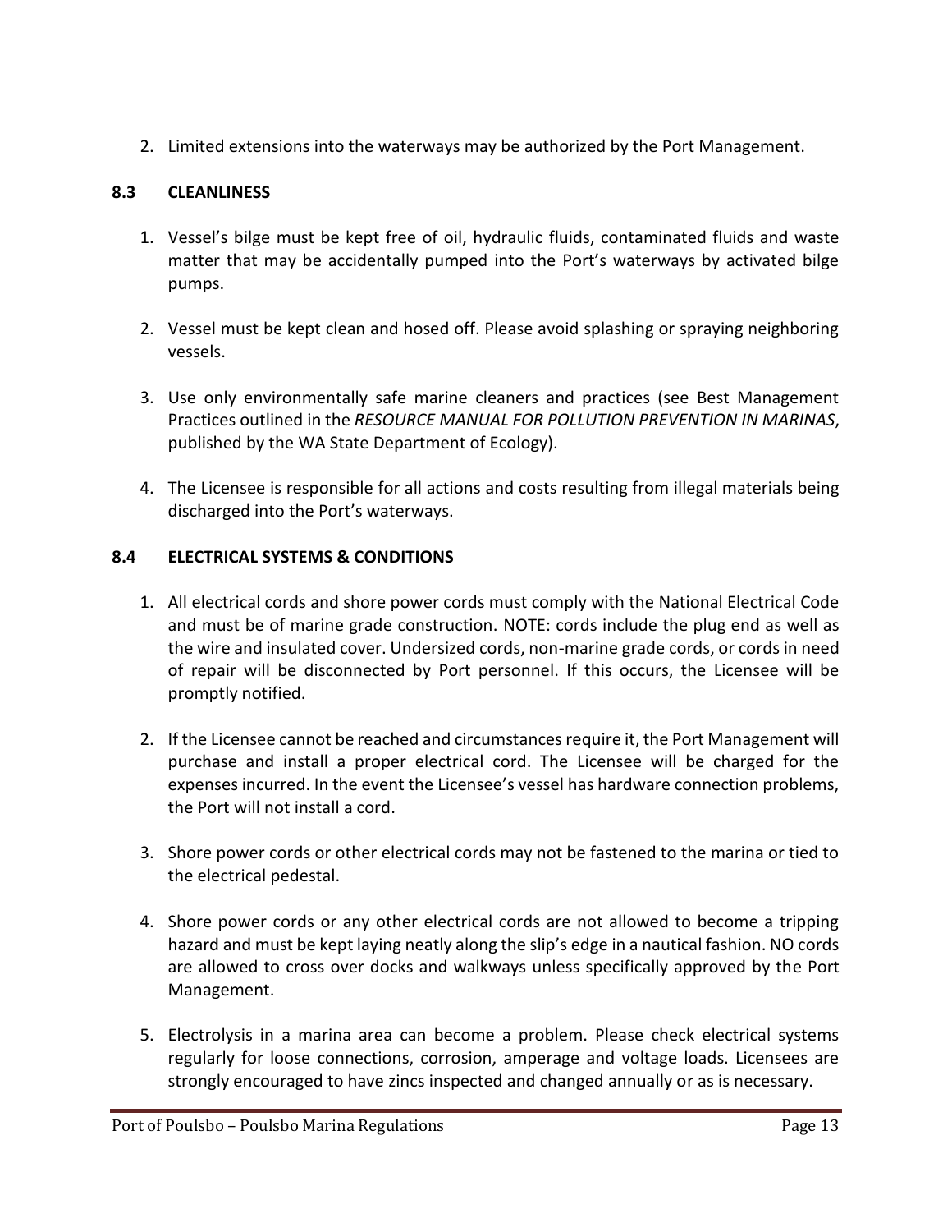2. Limited extensions into the waterways may be authorized by the Port Management.

### 8.3 CLEANLINESS

1. Vessel's bilge must be kept free of oil, hydraulic fluids, contaminated fluids and waste matter that may be accidentally pumped into the Port's waterways by activated bilge pumps.

2. Vessel must be kept clean and hosed off. Please avoid splashing or spraying neighboring vessels.

3. Use only environmentally safe marine cleaners and practices (see Best Management Practices outlined in the *RESOURCE MANUAL FOR POLLUTION PREVENTION IN MARINAS*, published by the WA State Department of Ecology).

4. The Licensee is responsible for all actions and costs resulting from illegal materials being discharged into the Port's waterways.

### 8.4 ELECTRICAL SYSTEMS & CONDITIONS

1. All electrical cords and shore power cords must comply with the National Electrical Code and must be of marine grade construction. NOTE: cords include the plug end as well as the wire and insulated cover. Undersized cords, non-marine grade cords, or cords in need of repair will be disconnected by Port personnel. If this occurs, the Licensee will be promptly notified.

2. If the Licensee cannot be reached and circumstances require it, the Port Management will purchase and install a proper electrical cord. The Licensee will be charged for the expenses incurred. In the event the Licensee's vessel has hardware connection problems, the Port will not install a cord.

3. Shore power cords or other electrical cords may not be fastened to the marina or tied to the electrical pedestal.

4. Shore power cords or any other electrical cords are not allowed to become a tripping hazard and must be kept laying neatly along the slip's edge in a nautical fashion. NO cords are allowed to cross over docks and walkways unless specifically approved by the Port Management.

5. Electrolysis in a marina area can become a problem. Please check electrical systems regularly for loose connections, corrosion, amperage and voltage loads. Licensees are strongly encouraged to have zincs inspected and changed annually or as is necessary.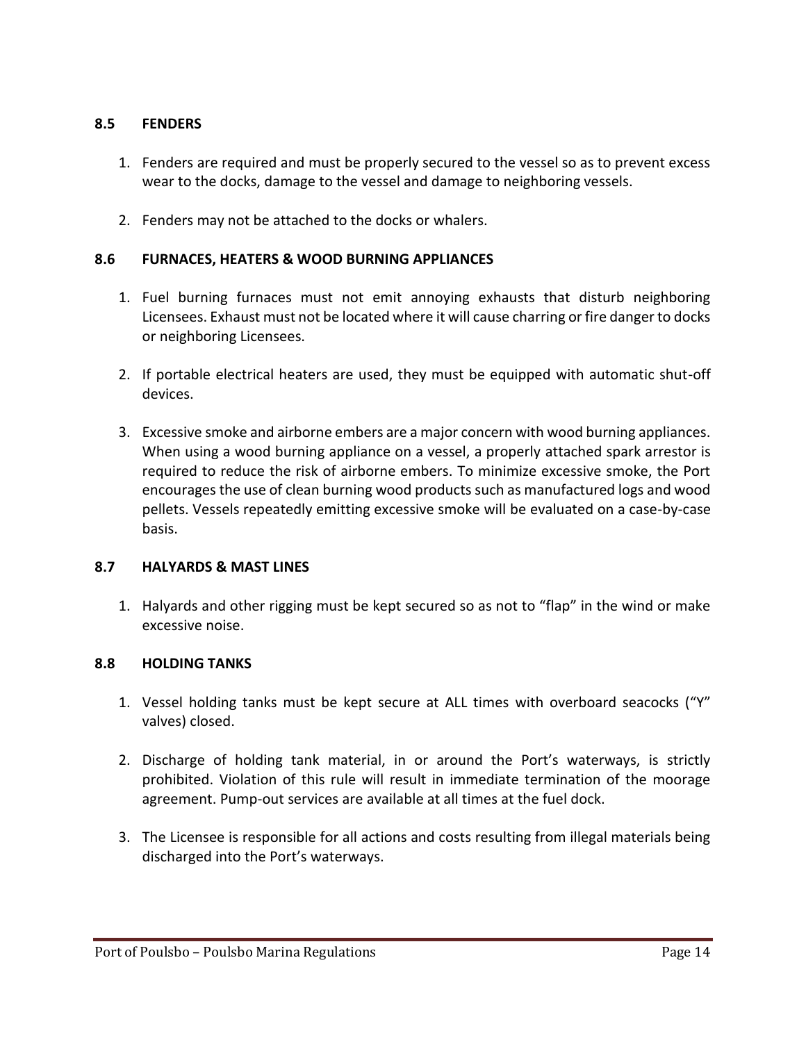### 8.5 FENDERS

1. Fenders are required and must be properly secured to the vessel so as to prevent excess wear to the docks, damage to the vessel and damage to neighboring vessels.

2. Fenders may not be attached to the docks or whalers.

### 8.6 FURNACES, HEATERS & WOOD BURNING APPLIANCES

1. Fuel burning furnaces must not emit annoying exhausts that disturb neighboring Licensees. Exhaust must not be located where it will cause charring or fire danger to docks or neighboring Licensees.

2. If portable electrical heaters are used, they must be equipped with automatic shut-off devices.

3. Excessive smoke and airborne embers are a major concern with wood burning appliances. When using a wood burning appliance on a vessel, a properly attached spark arrestor is required to reduce the risk of airborne embers. To minimize excessive smoke, the Port encourages the use of clean burning wood products such as manufactured logs and wood pellets. Vessels repeatedly emitting excessive smoke will be evaluated on a case-by-case basis.

### 8.7 HALYARDS & MAST LINES

1. Halyards and other rigging must be kept secured so as not to "flap" in the wind or make excessive noise.

### 8.8 HOLDING TANKS

1. Vessel holding tanks must be kept secure at ALL times with overboard seacocks ("Y" valves) closed.

2. Discharge of holding tank material, in or around the Port's waterways, is strictly prohibited. Violation of this rule will result in immediate termination of the moorage agreement. Pump-out services are available at all times at the fuel dock.

3. The Licensee is responsible for all actions and costs resulting from illegal materials being discharged into the Port's waterways.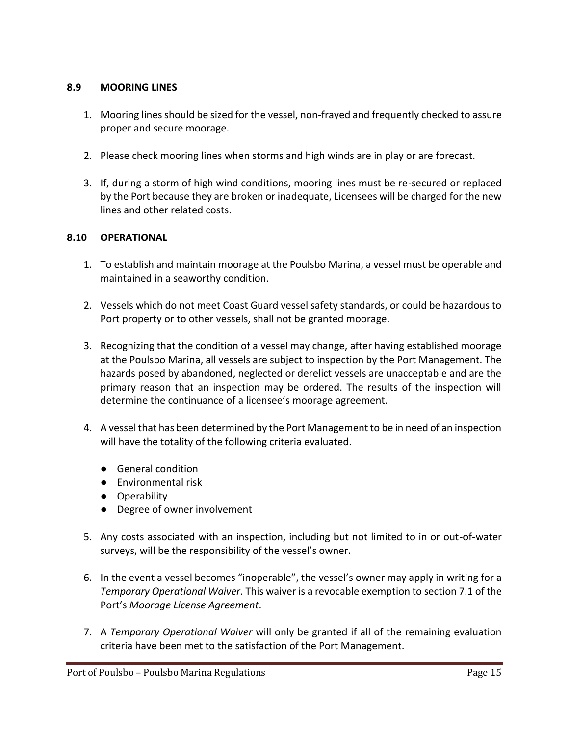### 8.9 MOORING LINES

1. Mooring lines should be sized for the vessel, non-frayed and frequently checked to assure proper and secure moorage.

2. Please check mooring lines when storms and high winds are in play or are forecast.

3. If, during a storm of high wind conditions, mooring lines must be re-secured or replaced by the Port because they are broken or inadequate, Licensees will be charged for the new lines and other related costs.

### 8.10 OPERATIONAL

1. To establish and maintain moorage at the Poulsbo Marina, a vessel must be operable and maintained in a seaworthy condition.

2. Vessels which do not meet Coast Guard vessel safety standards, or could be hazardous to Port property or to other vessels, shall not be granted moorage.

3. Recognizing that the condition of a vessel may change, after having established moorage at the Poulsbo Marina, all vessels are subject to inspection by the Port Management. The hazards posed by abandoned, neglected or derelict vessels are unacceptable and are the primary reason that an inspection may be ordered. The results of the inspection will determine the continuance of a licensee's moorage agreement.

4. A vessel that has been determined by the Port Management to be in need of an inspection will have the totality of the following criteria evaluated.

   - General condition
   - Environmental risk
   - Operability
   - Degree of owner involvement

5. Any costs associated with an inspection, including but not limited to in or out-of-water surveys, will be the responsibility of the vessel's owner.

6. In the event a vessel becomes "inoperable", the vessel's owner may apply in writing for a *Temporary Operational Waiver*. This waiver is a revocable exemption to section 7.1 of the Port's *Moorage License Agreement*.

7. A *Temporary Operational Waiver* will only be granted if all of the remaining evaluation criteria have been met to the satisfaction of the Port Management.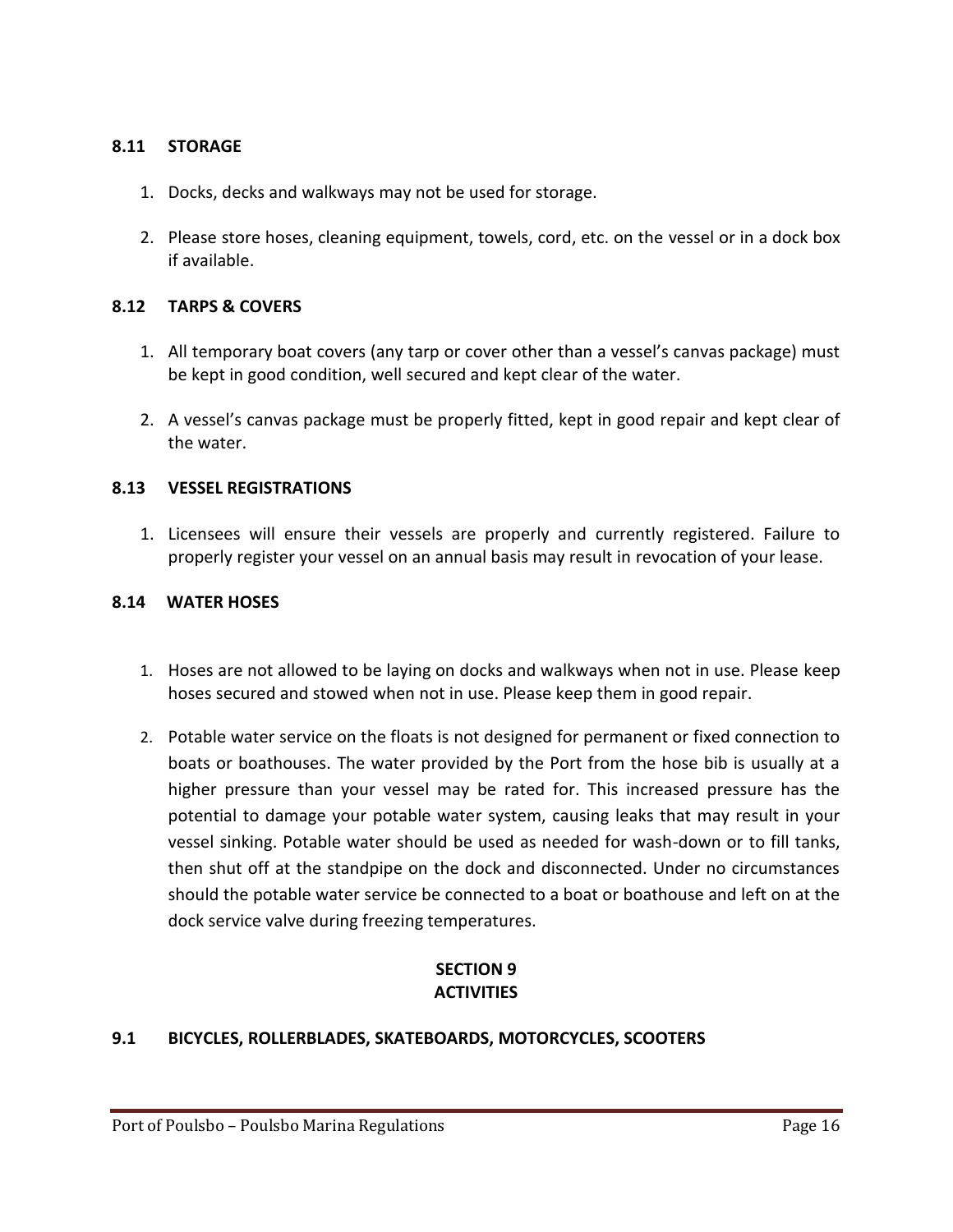### 8.11 STORAGE

1. Docks, decks and walkways may not be used for storage.

2. Please store hoses, cleaning equipment, towels, cord, etc. on the vessel or in a dock box if available.

### 8.12 TARPS & COVERS

1. All temporary boat covers (any tarp or cover other than a vessel's canvas package) must be kept in good condition, well secured and kept clear of the water.

2. A vessel's canvas package must be properly fitted, kept in good repair and kept clear of the water.

### 8.13 VESSEL REGISTRATIONS

1. Licensees will ensure their vessels are properly and currently registered. Failure to properly register your vessel on an annual basis may result in revocation of your lease.

### 8.14 WATER HOSES

1. Hoses are not allowed to be laying on docks and walkways when not in use. Please keep hoses secured and stowed when not in use. Please keep them in good repair.

2. Potable water service on the floats is not designed for permanent or fixed connection to boats or boathouses. The water provided by the Port from the hose bib is usually at a higher pressure than your vessel may be rated for. This increased pressure has the potential to damage your potable water system, causing leaks that may result in your vessel sinking. Potable water should be used as needed for wash-down or to fill tanks, then shut off at the standpipe on the dock and disconnected. Under no circumstances should the potable water service be connected to a boat or boathouse and left on at the dock service valve during freezing temperatures.

## SECTION 9
## ACTIVITIES

### 9.1 BICYCLES, ROLLERBLADES, SKATEBOARDS, MOTORCYCLES, SCOOTERS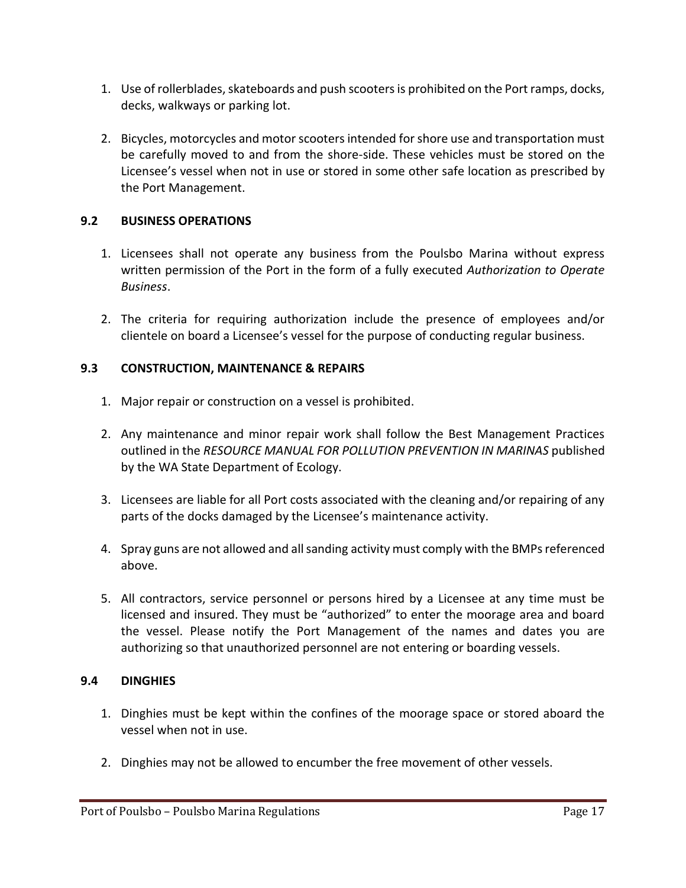1. Use of rollerblades, skateboards and push scooters is prohibited on the Port ramps, docks, decks, walkways or parking lot.

2. Bicycles, motorcycles and motor scooters intended for shore use and transportation must be carefully moved to and from the shore-side. These vehicles must be stored on the Licensee's vessel when not in use or stored in some other safe location as prescribed by the Port Management.

### 9.2 BUSINESS OPERATIONS

1. Licensees shall not operate any business from the Poulsbo Marina without express written permission of the Port in the form of a fully executed *Authorization to Operate Business*.

2. The criteria for requiring authorization include the presence of employees and/or clientele on board a Licensee's vessel for the purpose of conducting regular business.

### 9.3 CONSTRUCTION, MAINTENANCE & REPAIRS

1. Major repair or construction on a vessel is prohibited.

2. Any maintenance and minor repair work shall follow the Best Management Practices outlined in the *RESOURCE MANUAL FOR POLLUTION PREVENTION IN MARINAS* published by the WA State Department of Ecology.

3. Licensees are liable for all Port costs associated with the cleaning and/or repairing of any parts of the docks damaged by the Licensee's maintenance activity.

4. Spray guns are not allowed and all sanding activity must comply with the BMPs referenced above.

5. All contractors, service personnel or persons hired by a Licensee at any time must be licensed and insured. They must be "authorized" to enter the moorage area and board the vessel. Please notify the Port Management of the names and dates you are authorizing so that unauthorized personnel are not entering or boarding vessels.

### 9.4 DINGHIES

1. Dinghies must be kept within the confines of the moorage space or stored aboard the vessel when not in use.

2. Dinghies may not be allowed to encumber the free movement of other vessels.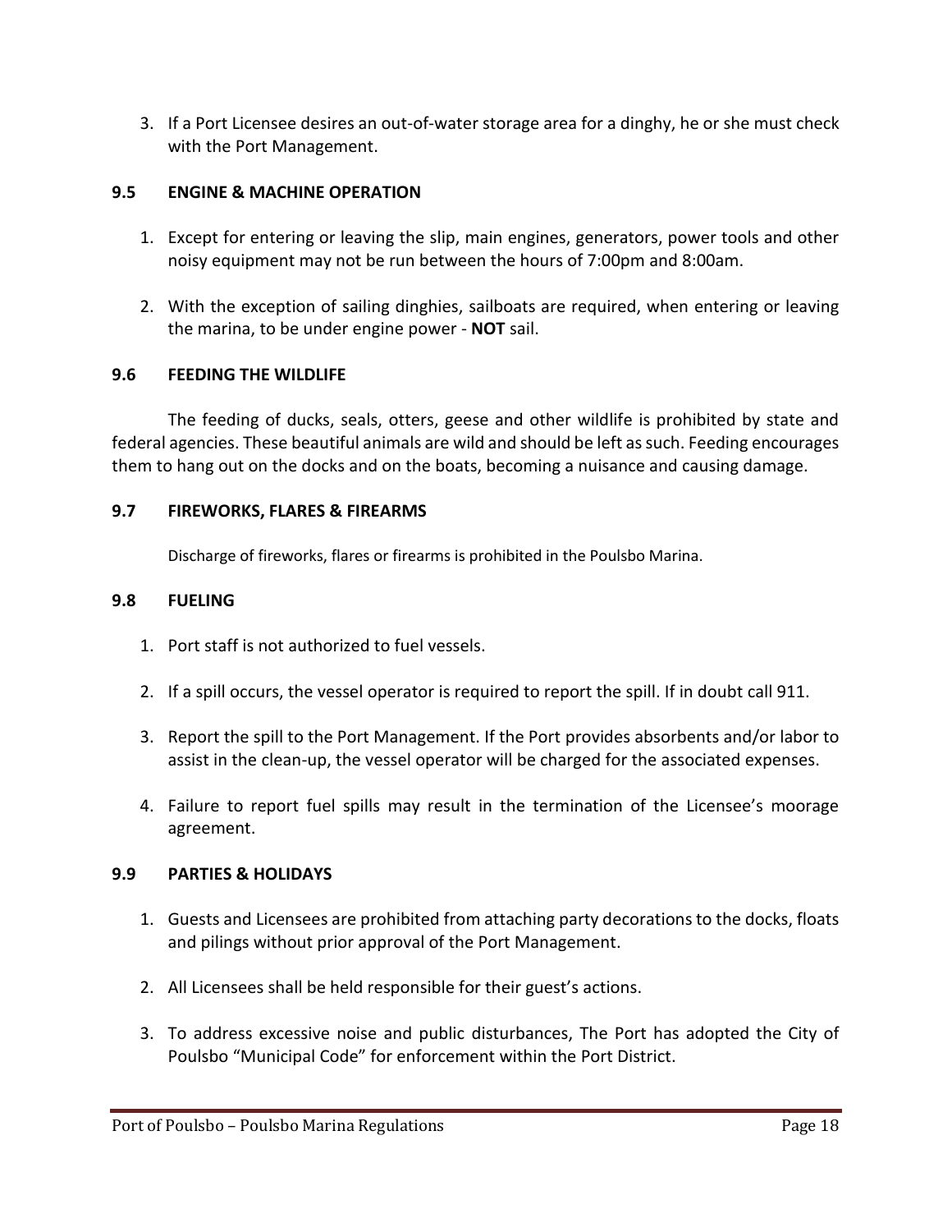3. If a Port Licensee desires an out-of-water storage area for a dinghy, he or she must check with the Port Management.

### 9.5 ENGINE & MACHINE OPERATION

1. Except for entering or leaving the slip, main engines, generators, power tools and other noisy equipment may not be run between the hours of 7:00pm and 8:00am.

2. With the exception of sailing dinghies, sailboats are required, when entering or leaving the marina, to be under engine power - **NOT** sail.

### 9.6 FEEDING THE WILDLIFE

The feeding of ducks, seals, otters, geese and other wildlife is prohibited by state and federal agencies. These beautiful animals are wild and should be left as such. Feeding encourages them to hang out on the docks and on the boats, becoming a nuisance and causing damage.

### 9.7 FIREWORKS, FLARES & FIREARMS

Discharge of fireworks, flares or firearms is prohibited in the Poulsbo Marina.

### 9.8 FUELING

1. Port staff is not authorized to fuel vessels.

2. If a spill occurs, the vessel operator is required to report the spill. If in doubt call 911.

3. Report the spill to the Port Management. If the Port provides absorbents and/or labor to assist in the clean-up, the vessel operator will be charged for the associated expenses.

4. Failure to report fuel spills may result in the termination of the Licensee's moorage agreement.

### 9.9 PARTIES & HOLIDAYS

1. Guests and Licensees are prohibited from attaching party decorations to the docks, floats and pilings without prior approval of the Port Management.

2. All Licensees shall be held responsible for their guest's actions.

3. To address excessive noise and public disturbances, The Port has adopted the City of Poulsbo "Municipal Code" for enforcement within the Port District.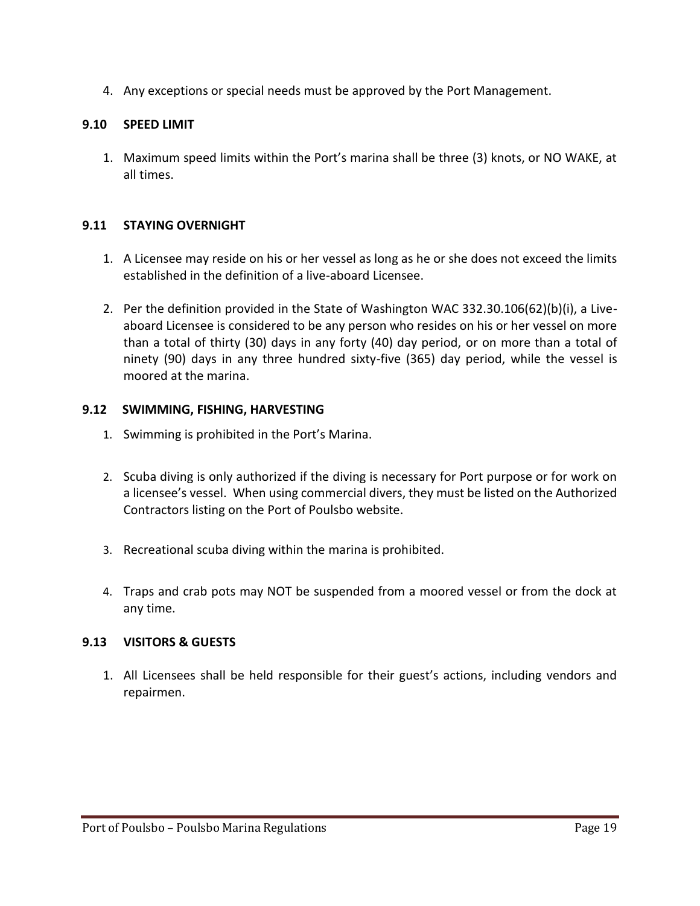4. Any exceptions or special needs must be approved by the Port Management.

### 9.10 SPEED LIMIT

1. Maximum speed limits within the Port's marina shall be three (3) knots, or NO WAKE, at all times.

### 9.11 STAYING OVERNIGHT

1. A Licensee may reside on his or her vessel as long as he or she does not exceed the limits established in the definition of a live-aboard Licensee.

2. Per the definition provided in the State of Washington WAC 332.30.106(62)(b)(i), a Live-aboard Licensee is considered to be any person who resides on his or her vessel on more than a total of thirty (30) days in any forty (40) day period, or on more than a total of ninety (90) days in any three hundred sixty-five (365) day period, while the vessel is moored at the marina.

### 9.12 SWIMMING, FISHING, HARVESTING

1. Swimming is prohibited in the Port's Marina.

2. Scuba diving is only authorized if the diving is necessary for Port purpose or for work on a licensee's vessel. When using commercial divers, they must be listed on the Authorized Contractors listing on the Port of Poulsbo website.

3. Recreational scuba diving within the marina is prohibited.

4. Traps and crab pots may NOT be suspended from a moored vessel or from the dock at any time.

### 9.13 VISITORS & GUESTS

1. All Licensees shall be held responsible for their guest's actions, including vendors and repairmen.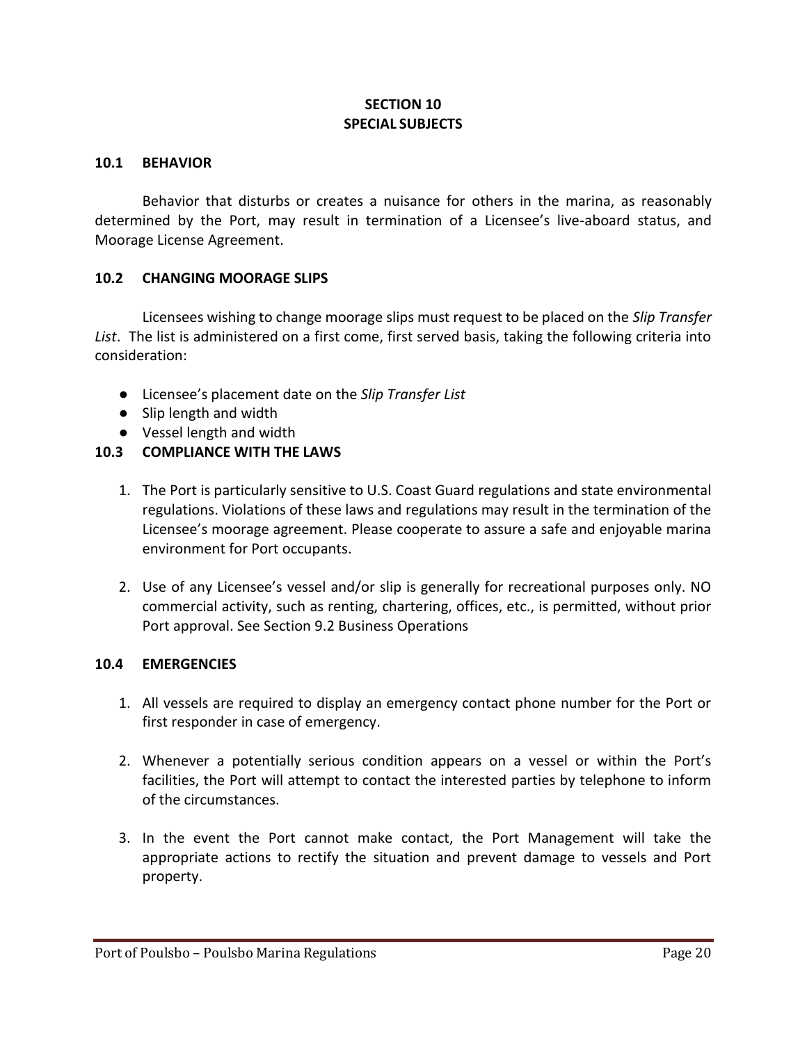# SECTION 10
# SPECIAL SUBJECTS

## 10.1 BEHAVIOR

Behavior that disturbs or creates a nuisance for others in the marina, as reasonably determined by the Port, may result in termination of a Licensee's live-aboard status, and Moorage License Agreement.

## 10.2 CHANGING MOORAGE SLIPS

Licensees wishing to change moorage slips must request to be placed on the *Slip Transfer List*. The list is administered on a first come, first served basis, taking the following criteria into consideration:

- Licensee's placement date on the *Slip Transfer List*
- Slip length and width
- Vessel length and width

## 10.3 COMPLIANCE WITH THE LAWS

1. The Port is particularly sensitive to U.S. Coast Guard regulations and state environmental regulations. Violations of these laws and regulations may result in the termination of the Licensee's moorage agreement. Please cooperate to assure a safe and enjoyable marina environment for Port occupants.

2. Use of any Licensee's vessel and/or slip is generally for recreational purposes only. NO commercial activity, such as renting, chartering, offices, etc., is permitted, without prior Port approval. See Section 9.2 Business Operations

## 10.4 EMERGENCIES

1. All vessels are required to display an emergency contact phone number for the Port or first responder in case of emergency.

2. Whenever a potentially serious condition appears on a vessel or within the Port's facilities, the Port will attempt to contact the interested parties by telephone to inform of the circumstances.

3. In the event the Port cannot make contact, the Port Management will take the appropriate actions to rectify the situation and prevent damage to vessels and Port property.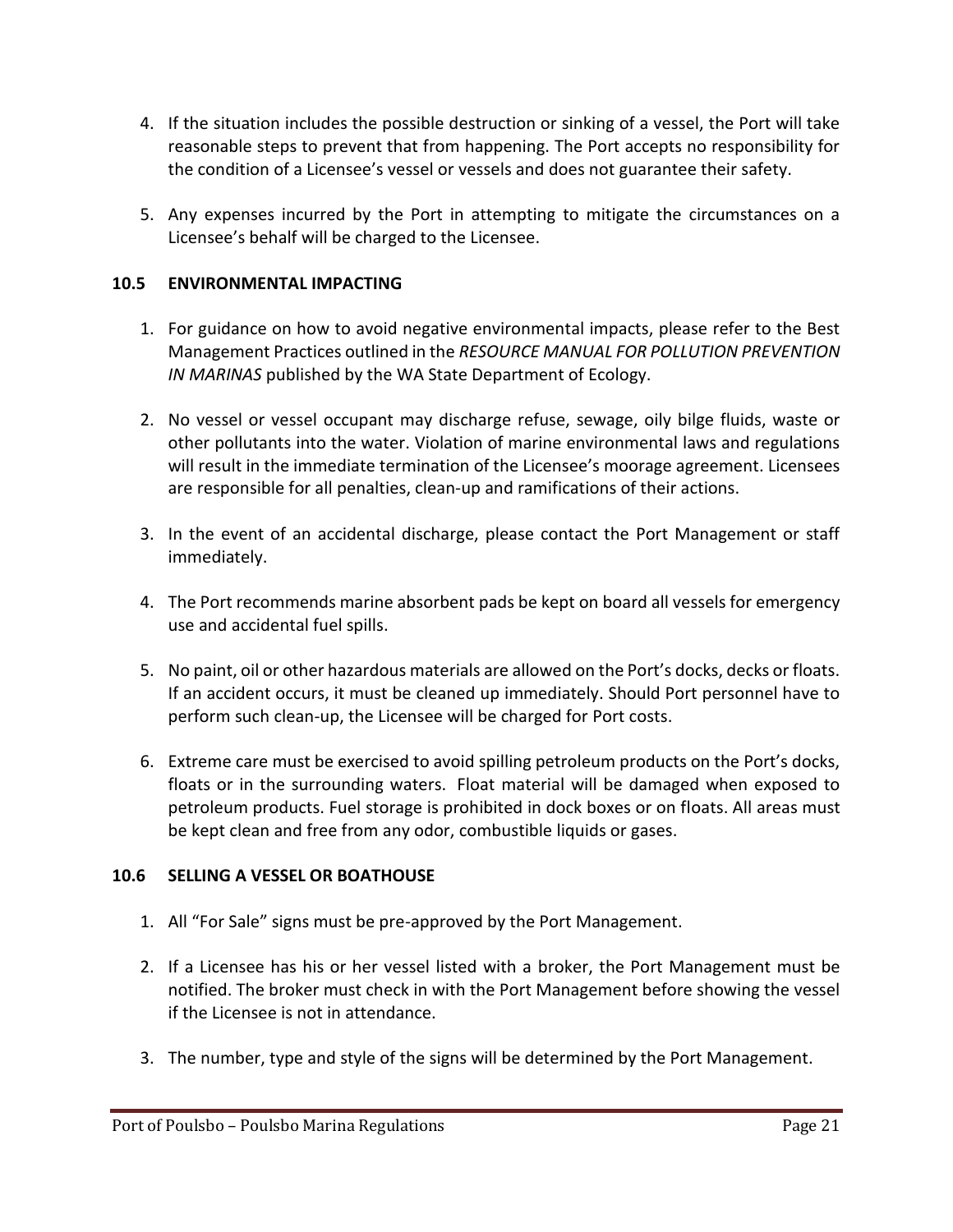4. If the situation includes the possible destruction or sinking of a vessel, the Port will take reasonable steps to prevent that from happening. The Port accepts no responsibility for the condition of a Licensee's vessel or vessels and does not guarantee their safety.

5. Any expenses incurred by the Port in attempting to mitigate the circumstances on a Licensee's behalf will be charged to the Licensee.

### 10.5 ENVIRONMENTAL IMPACTING

1. For guidance on how to avoid negative environmental impacts, please refer to the Best Management Practices outlined in the *RESOURCE MANUAL FOR POLLUTION PREVENTION IN MARINAS* published by the WA State Department of Ecology.

2. No vessel or vessel occupant may discharge refuse, sewage, oily bilge fluids, waste or other pollutants into the water. Violation of marine environmental laws and regulations will result in the immediate termination of the Licensee's moorage agreement. Licensees are responsible for all penalties, clean-up and ramifications of their actions.

3. In the event of an accidental discharge, please contact the Port Management or staff immediately.

4. The Port recommends marine absorbent pads be kept on board all vessels for emergency use and accidental fuel spills.

5. No paint, oil or other hazardous materials are allowed on the Port's docks, decks or floats. If an accident occurs, it must be cleaned up immediately. Should Port personnel have to perform such clean-up, the Licensee will be charged for Port costs.

6. Extreme care must be exercised to avoid spilling petroleum products on the Port's docks, floats or in the surrounding waters. Float material will be damaged when exposed to petroleum products. Fuel storage is prohibited in dock boxes or on floats. All areas must be kept clean and free from any odor, combustible liquids or gases.

### 10.6 SELLING A VESSEL OR BOATHOUSE

1. All "For Sale" signs must be pre-approved by the Port Management.

2. If a Licensee has his or her vessel listed with a broker, the Port Management must be notified. The broker must check in with the Port Management before showing the vessel if the Licensee is not in attendance.

3. The number, type and style of the signs will be determined by the Port Management.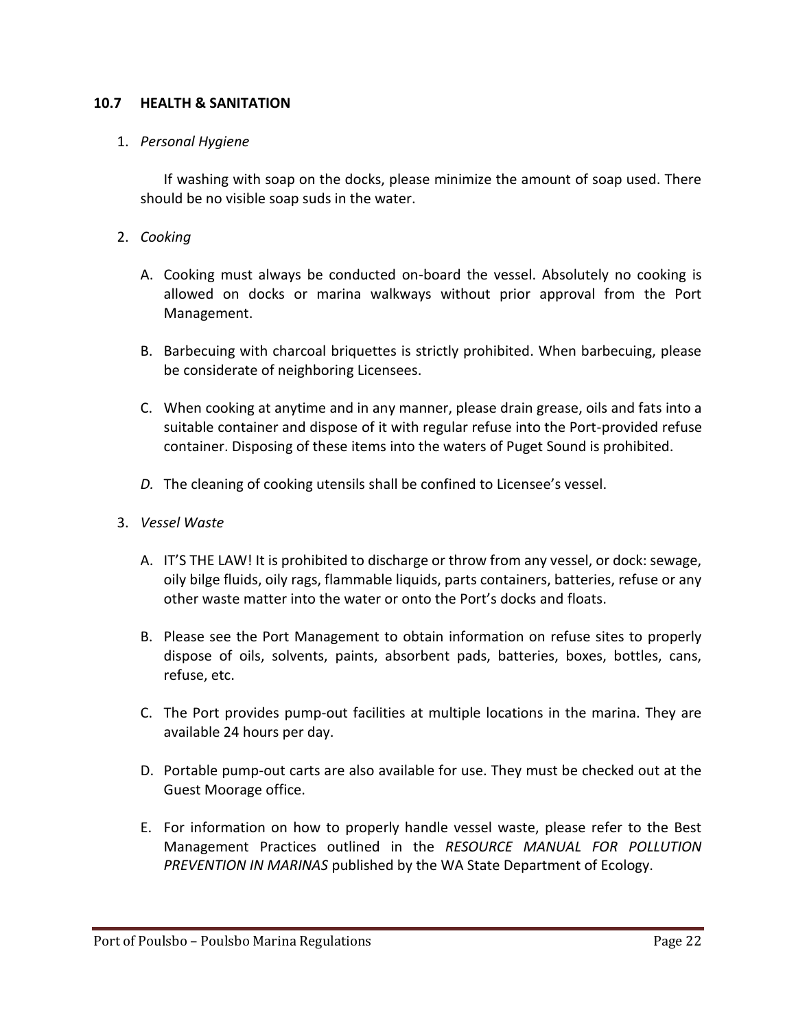### 10.7 HEALTH & SANITATION

1. *Personal Hygiene*

   If washing with soap on the docks, please minimize the amount of soap used. There should be no visible soap suds in the water.

2. *Cooking*

   A. Cooking must always be conducted on-board the vessel. Absolutely no cooking is allowed on docks or marina walkways without prior approval from the Port Management.

   B. Barbecuing with charcoal briquettes is strictly prohibited. When barbecuing, please be considerate of neighboring Licensees.

   C. When cooking at anytime and in any manner, please drain grease, oils and fats into a suitable container and dispose of it with regular refuse into the Port-provided refuse container. Disposing of these items into the waters of Puget Sound is prohibited.

   *D.* The cleaning of cooking utensils shall be confined to Licensee's vessel.

3. *Vessel Waste*

   A. IT'S THE LAW! It is prohibited to discharge or throw from any vessel, or dock: sewage, oily bilge fluids, oily rags, flammable liquids, parts containers, batteries, refuse or any other waste matter into the water or onto the Port's docks and floats.

   B. Please see the Port Management to obtain information on refuse sites to properly dispose of oils, solvents, paints, absorbent pads, batteries, boxes, bottles, cans, refuse, etc.

   C. The Port provides pump-out facilities at multiple locations in the marina. They are available 24 hours per day.

   D. Portable pump-out carts are also available for use. They must be checked out at the Guest Moorage office.

   E. For information on how to properly handle vessel waste, please refer to the Best Management Practices outlined in the *RESOURCE MANUAL FOR POLLUTION PREVENTION IN MARINAS* published by the WA State Department of Ecology.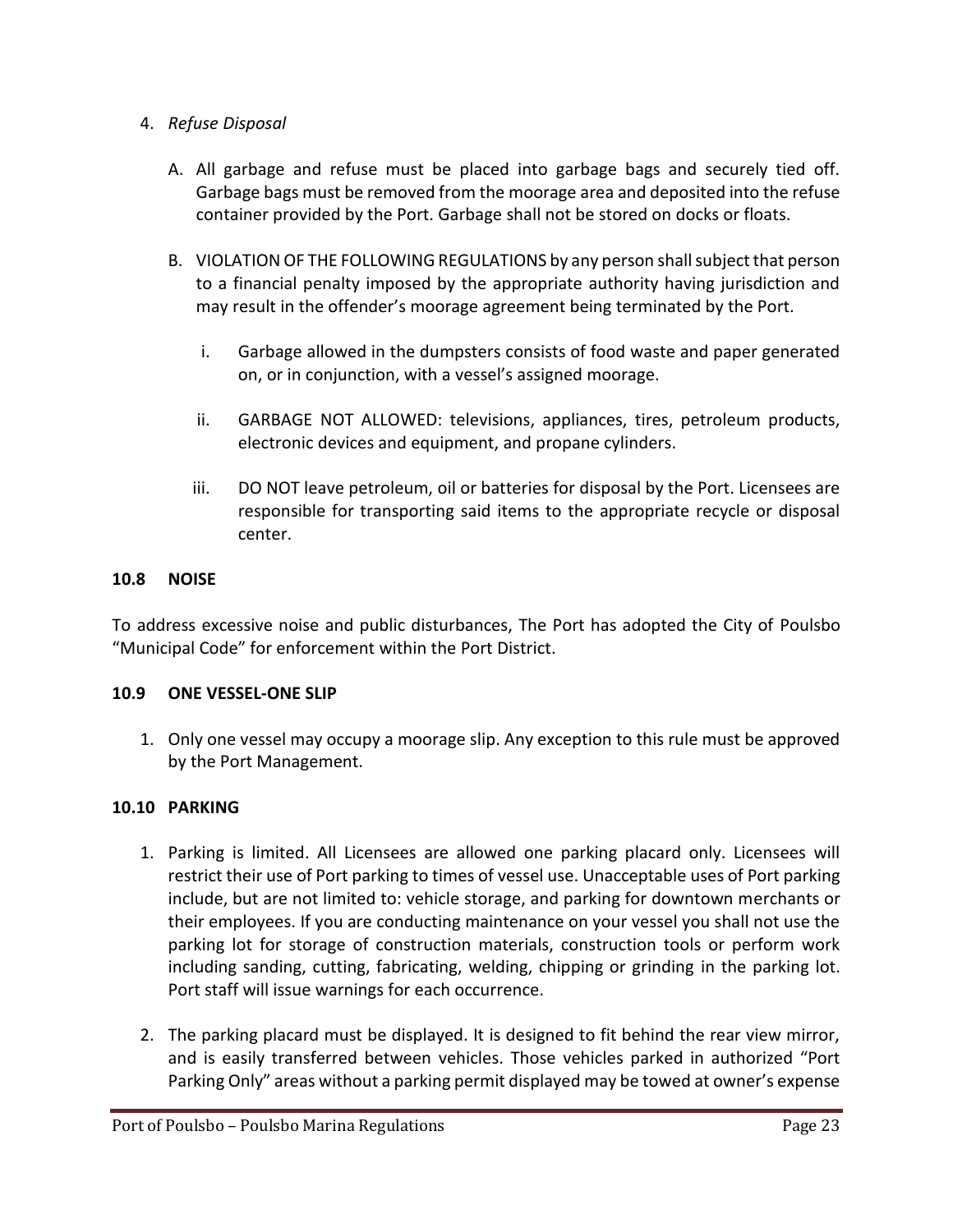4. *Refuse Disposal*

   A. All garbage and refuse must be placed into garbage bags and securely tied off. Garbage bags must be removed from the moorage area and deposited into the refuse container provided by the Port. Garbage shall not be stored on docks or floats.

   B. VIOLATION OF THE FOLLOWING REGULATIONS by any person shall subject that person to a financial penalty imposed by the appropriate authority having jurisdiction and may result in the offender's moorage agreement being terminated by the Port.

      i. Garbage allowed in the dumpsters consists of food waste and paper generated on, or in conjunction, with a vessel's assigned moorage.

      ii. GARBAGE NOT ALLOWED: televisions, appliances, tires, petroleum products, electronic devices and equipment, and propane cylinders.

      iii. DO NOT leave petroleum, oil or batteries for disposal by the Port. Licensees are responsible for transporting said items to the appropriate recycle or disposal center.

**10.8 NOISE**

To address excessive noise and public disturbances, The Port has adopted the City of Poulsbo "Municipal Code" for enforcement within the Port District.

**10.9 ONE VESSEL-ONE SLIP**

1. Only one vessel may occupy a moorage slip. Any exception to this rule must be approved by the Port Management.

**10.10 PARKING**

1. Parking is limited. All Licensees are allowed one parking placard only. Licensees will restrict their use of Port parking to times of vessel use. Unacceptable uses of Port parking include, but are not limited to: vehicle storage, and parking for downtown merchants or their employees. If you are conducting maintenance on your vessel you shall not use the parking lot for storage of construction materials, construction tools or perform work including sanding, cutting, fabricating, welding, chipping or grinding in the parking lot. Port staff will issue warnings for each occurrence.

2. The parking placard must be displayed. It is designed to fit behind the rear view mirror, and is easily transferred between vehicles. Those vehicles parked in authorized "Port Parking Only" areas without a parking permit displayed may be towed at owner's expense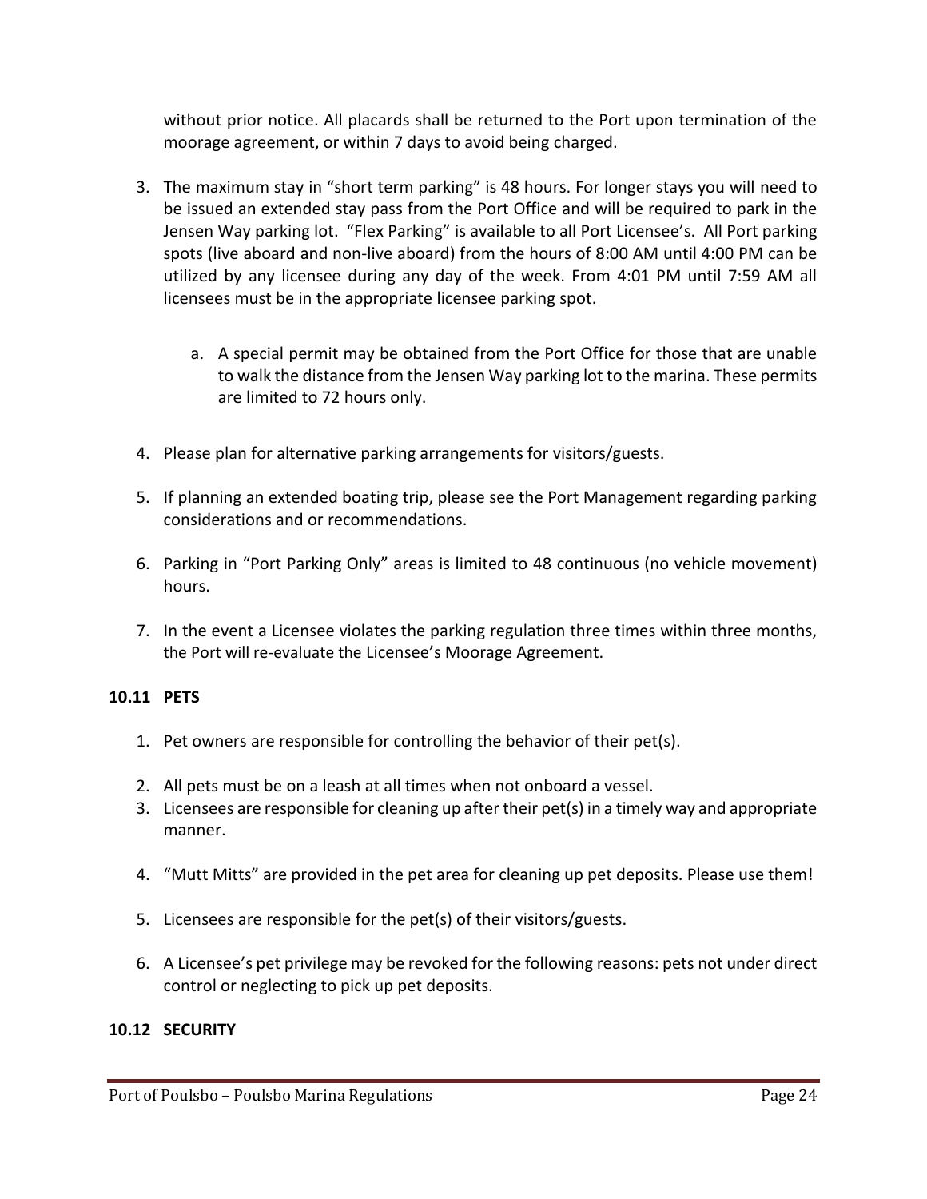without prior notice. All placards shall be returned to the Port upon termination of the moorage agreement, or within 7 days to avoid being charged.

3. The maximum stay in "short term parking" is 48 hours. For longer stays you will need to be issued an extended stay pass from the Port Office and will be required to park in the Jensen Way parking lot. "Flex Parking" is available to all Port Licensee's. All Port parking spots (live aboard and non-live aboard) from the hours of 8:00 AM until 4:00 PM can be utilized by any licensee during any day of the week. From 4:01 PM until 7:59 AM all licensees must be in the appropriate licensee parking spot.

    a. A special permit may be obtained from the Port Office for those that are unable to walk the distance from the Jensen Way parking lot to the marina. These permits are limited to 72 hours only.

4. Please plan for alternative parking arrangements for visitors/guests.

5. If planning an extended boating trip, please see the Port Management regarding parking considerations and or recommendations.

6. Parking in "Port Parking Only" areas is limited to 48 continuous (no vehicle movement) hours.

7. In the event a Licensee violates the parking regulation three times within three months, the Port will re-evaluate the Licensee's Moorage Agreement.

### 10.11 PETS

1. Pet owners are responsible for controlling the behavior of their pet(s).
2. All pets must be on a leash at all times when not onboard a vessel.
3. Licensees are responsible for cleaning up after their pet(s) in a timely way and appropriate manner.
4. "Mutt Mitts" are provided in the pet area for cleaning up pet deposits. Please use them!
5. Licensees are responsible for the pet(s) of their visitors/guests.
6. A Licensee's pet privilege may be revoked for the following reasons: pets not under direct control or neglecting to pick up pet deposits.

### 10.12 SECURITY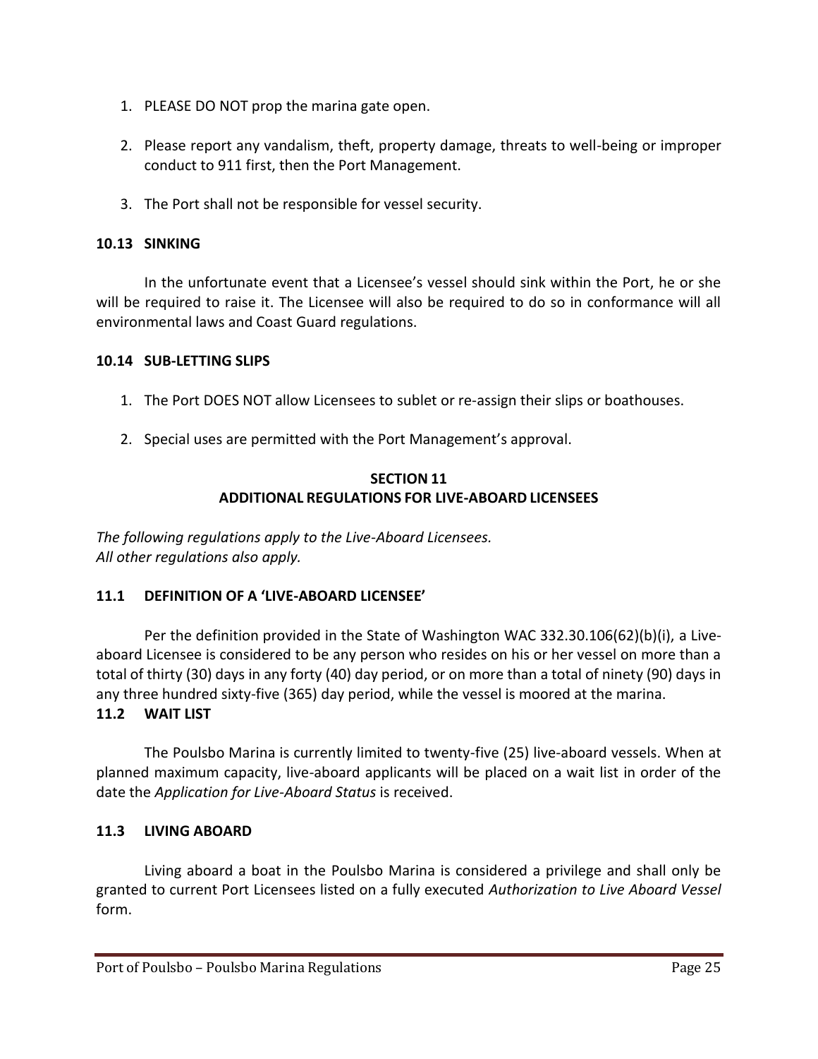1. PLEASE DO NOT prop the marina gate open.

2. Please report any vandalism, theft, property damage, threats to well-being or improper conduct to 911 first, then the Port Management.

3. The Port shall not be responsible for vessel security.

### 10.13 SINKING

In the unfortunate event that a Licensee's vessel should sink within the Port, he or she will be required to raise it. The Licensee will also be required to do so in conformance will all environmental laws and Coast Guard regulations.

### 10.14 SUB-LETTING SLIPS

1. The Port DOES NOT allow Licensees to sublet or re-assign their slips or boathouses.

2. Special uses are permitted with the Port Management's approval.

## SECTION 11
## ADDITIONAL REGULATIONS FOR LIVE-ABOARD LICENSEES

*The following regulations apply to the Live-Aboard Licensees.*
*All other regulations also apply.*

### 11.1 DEFINITION OF A 'LIVE-ABOARD LICENSEE'

Per the definition provided in the State of Washington WAC 332.30.106(62)(b)(i), a Live-aboard Licensee is considered to be any person who resides on his or her vessel on more than a total of thirty (30) days in any forty (40) day period, or on more than a total of ninety (90) days in any three hundred sixty-five (365) day period, while the vessel is moored at the marina.

### 11.2 WAIT LIST

The Poulsbo Marina is currently limited to twenty-five (25) live-aboard vessels. When at planned maximum capacity, live-aboard applicants will be placed on a wait list in order of the date the *Application for Live-Aboard Status* is received.

### 11.3 LIVING ABOARD

Living aboard a boat in the Poulsbo Marina is considered a privilege and shall only be granted to current Port Licensees listed on a fully executed *Authorization to Live Aboard Vessel* form.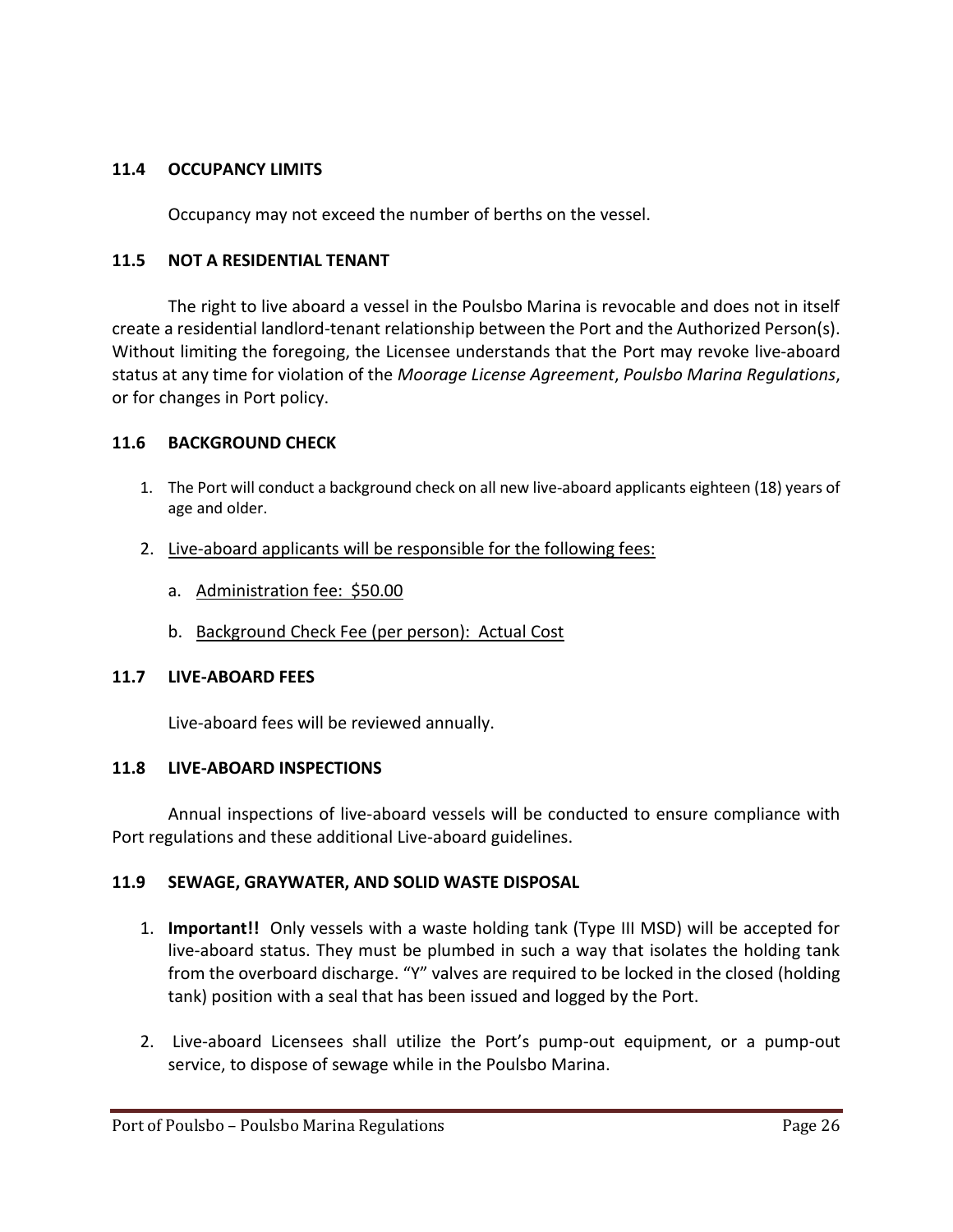### 11.4 OCCUPANCY LIMITS

Occupancy may not exceed the number of berths on the vessel.

### 11.5 NOT A RESIDENTIAL TENANT

The right to live aboard a vessel in the Poulsbo Marina is revocable and does not in itself create a residential landlord-tenant relationship between the Port and the Authorized Person(s). Without limiting the foregoing, the Licensee understands that the Port may revoke live-aboard status at any time for violation of the *Moorage License Agreement*, *Poulsbo Marina Regulations*, or for changes in Port policy.

### 11.6 BACKGROUND CHECK

1. The Port will conduct a background check on all new live-aboard applicants eighteen (18) years of age and older.
2. <u>Live-aboard applicants will be responsible for the following fees:</u>
   a. <u>Administration fee: $50.00</u>
   b. <u>Background Check Fee (per person): Actual Cost</u>

### 11.7 LIVE-ABOARD FEES

Live-aboard fees will be reviewed annually.

### 11.8 LIVE-ABOARD INSPECTIONS

Annual inspections of live-aboard vessels will be conducted to ensure compliance with Port regulations and these additional Live-aboard guidelines.

### 11.9 SEWAGE, GRAYWATER, AND SOLID WASTE DISPOSAL

1. **Important!!** Only vessels with a waste holding tank (Type III MSD) will be accepted for live-aboard status. They must be plumbed in such a way that isolates the holding tank from the overboard discharge. "Y" valves are required to be locked in the closed (holding tank) position with a seal that has been issued and logged by the Port.
2. Live-aboard Licensees shall utilize the Port's pump-out equipment, or a pump-out service, to dispose of sewage while in the Poulsbo Marina.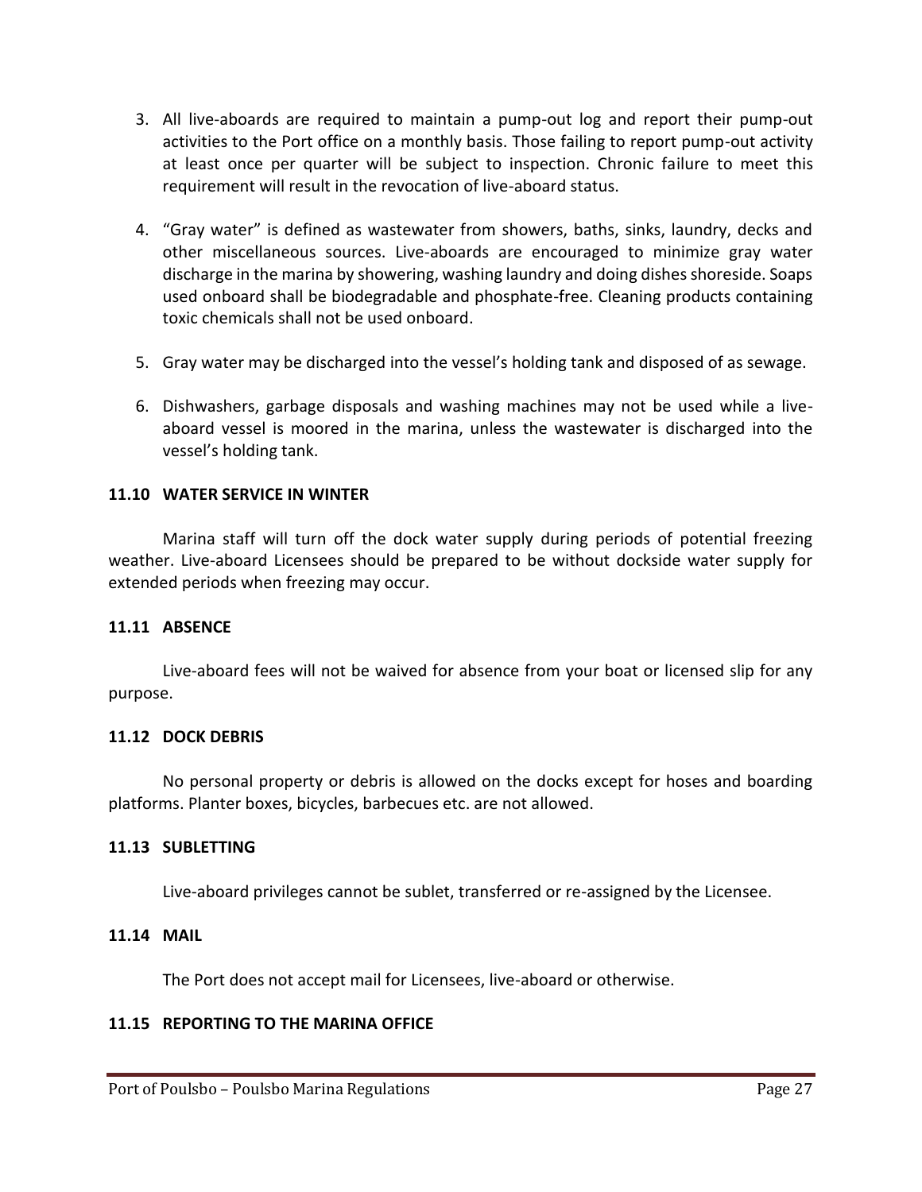3. All live-aboards are required to maintain a pump-out log and report their pump-out activities to the Port office on a monthly basis. Those failing to report pump-out activity at least once per quarter will be subject to inspection. Chronic failure to meet this requirement will result in the revocation of live-aboard status.

4. "Gray water" is defined as wastewater from showers, baths, sinks, laundry, decks and other miscellaneous sources. Live-aboards are encouraged to minimize gray water discharge in the marina by showering, washing laundry and doing dishes shoreside. Soaps used onboard shall be biodegradable and phosphate-free. Cleaning products containing toxic chemicals shall not be used onboard.

5. Gray water may be discharged into the vessel's holding tank and disposed of as sewage.

6. Dishwashers, garbage disposals and washing machines may not be used while a live-aboard vessel is moored in the marina, unless the wastewater is discharged into the vessel's holding tank.

**11.10 WATER SERVICE IN WINTER**

Marina staff will turn off the dock water supply during periods of potential freezing weather. Live-aboard Licensees should be prepared to be without dockside water supply for extended periods when freezing may occur.

**11.11 ABSENCE**

Live-aboard fees will not be waived for absence from your boat or licensed slip for any purpose.

**11.12 DOCK DEBRIS**

No personal property or debris is allowed on the docks except for hoses and boarding platforms. Planter boxes, bicycles, barbecues etc. are not allowed.

**11.13 SUBLETTING**

Live-aboard privileges cannot be sublet, transferred or re-assigned by the Licensee.

**11.14 MAIL**

The Port does not accept mail for Licensees, live-aboard or otherwise.

**11.15 REPORTING TO THE MARINA OFFICE**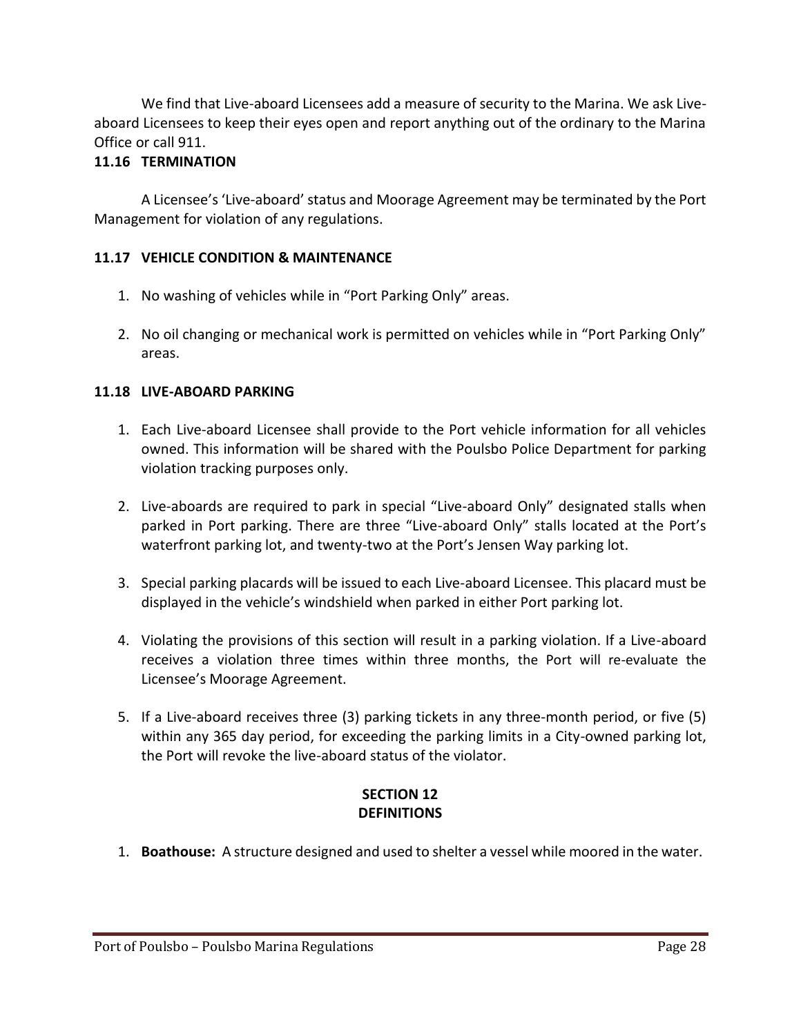We find that Live-aboard Licensees add a measure of security to the Marina. We ask Live-aboard Licensees to keep their eyes open and report anything out of the ordinary to the Marina Office or call 911.

### 11.16 TERMINATION

A Licensee's 'Live-aboard' status and Moorage Agreement may be terminated by the Port Management for violation of any regulations.

### 11.17 VEHICLE CONDITION & MAINTENANCE

1. No washing of vehicles while in "Port Parking Only" areas.

2. No oil changing or mechanical work is permitted on vehicles while in "Port Parking Only" areas.

### 11.18 LIVE-ABOARD PARKING

1. Each Live-aboard Licensee shall provide to the Port vehicle information for all vehicles owned. This information will be shared with the Poulsbo Police Department for parking violation tracking purposes only.

2. Live-aboards are required to park in special "Live-aboard Only" designated stalls when parked in Port parking. There are three "Live-aboard Only" stalls located at the Port's waterfront parking lot, and twenty-two at the Port's Jensen Way parking lot.

3. Special parking placards will be issued to each Live-aboard Licensee. This placard must be displayed in the vehicle's windshield when parked in either Port parking lot.

4. Violating the provisions of this section will result in a parking violation. If a Live-aboard receives a violation three times within three months, the Port will re-evaluate the Licensee's Moorage Agreement.

5. If a Live-aboard receives three (3) parking tickets in any three-month period, or five (5) within any 365 day period, for exceeding the parking limits in a City-owned parking lot, the Port will revoke the live-aboard status of the violator.

## SECTION 12
## DEFINITIONS

1. **Boathouse:** A structure designed and used to shelter a vessel while moored in the water.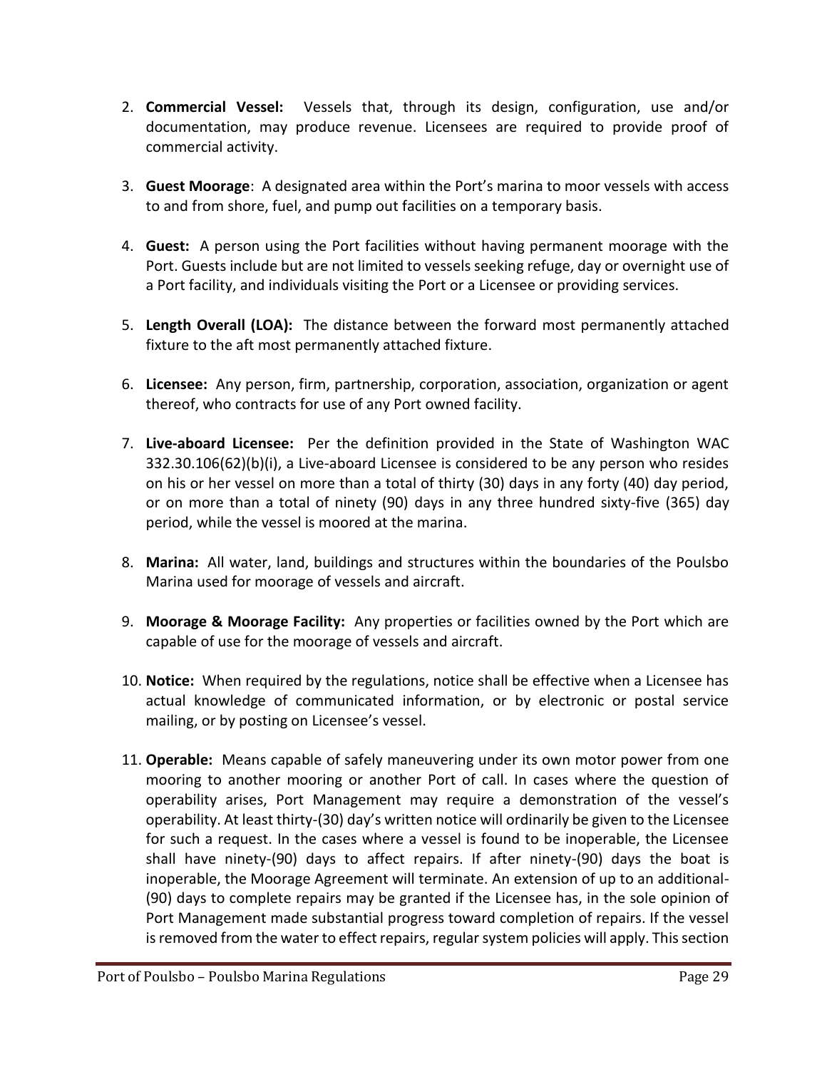2. **Commercial Vessel:** Vessels that, through its design, configuration, use and/or documentation, may produce revenue. Licensees are required to provide proof of commercial activity.

3. **Guest Moorage**: A designated area within the Port's marina to moor vessels with access to and from shore, fuel, and pump out facilities on a temporary basis.

4. **Guest:** A person using the Port facilities without having permanent moorage with the Port. Guests include but are not limited to vessels seeking refuge, day or overnight use of a Port facility, and individuals visiting the Port or a Licensee or providing services.

5. **Length Overall (LOA):** The distance between the forward most permanently attached fixture to the aft most permanently attached fixture.

6. **Licensee:** Any person, firm, partnership, corporation, association, organization or agent thereof, who contracts for use of any Port owned facility.

7. **Live-aboard Licensee:** Per the definition provided in the State of Washington WAC 332.30.106(62)(b)(i), a Live-aboard Licensee is considered to be any person who resides on his or her vessel on more than a total of thirty (30) days in any forty (40) day period, or on more than a total of ninety (90) days in any three hundred sixty-five (365) day period, while the vessel is moored at the marina.

8. **Marina:** All water, land, buildings and structures within the boundaries of the Poulsbo Marina used for moorage of vessels and aircraft.

9. **Moorage & Moorage Facility:** Any properties or facilities owned by the Port which are capable of use for the moorage of vessels and aircraft.

10. **Notice:** When required by the regulations, notice shall be effective when a Licensee has actual knowledge of communicated information, or by electronic or postal service mailing, or by posting on Licensee's vessel.

11. **Operable:** Means capable of safely maneuvering under its own motor power from one mooring to another mooring or another Port of call. In cases where the question of operability arises, Port Management may require a demonstration of the vessel's operability. At least thirty-(30) day's written notice will ordinarily be given to the Licensee for such a request. In the cases where a vessel is found to be inoperable, the Licensee shall have ninety-(90) days to affect repairs. If after ninety-(90) days the boat is inoperable, the Moorage Agreement will terminate. An extension of up to an additional-(90) days to complete repairs may be granted if the Licensee has, in the sole opinion of Port Management made substantial progress toward completion of repairs. If the vessel is removed from the water to effect repairs, regular system policies will apply. This section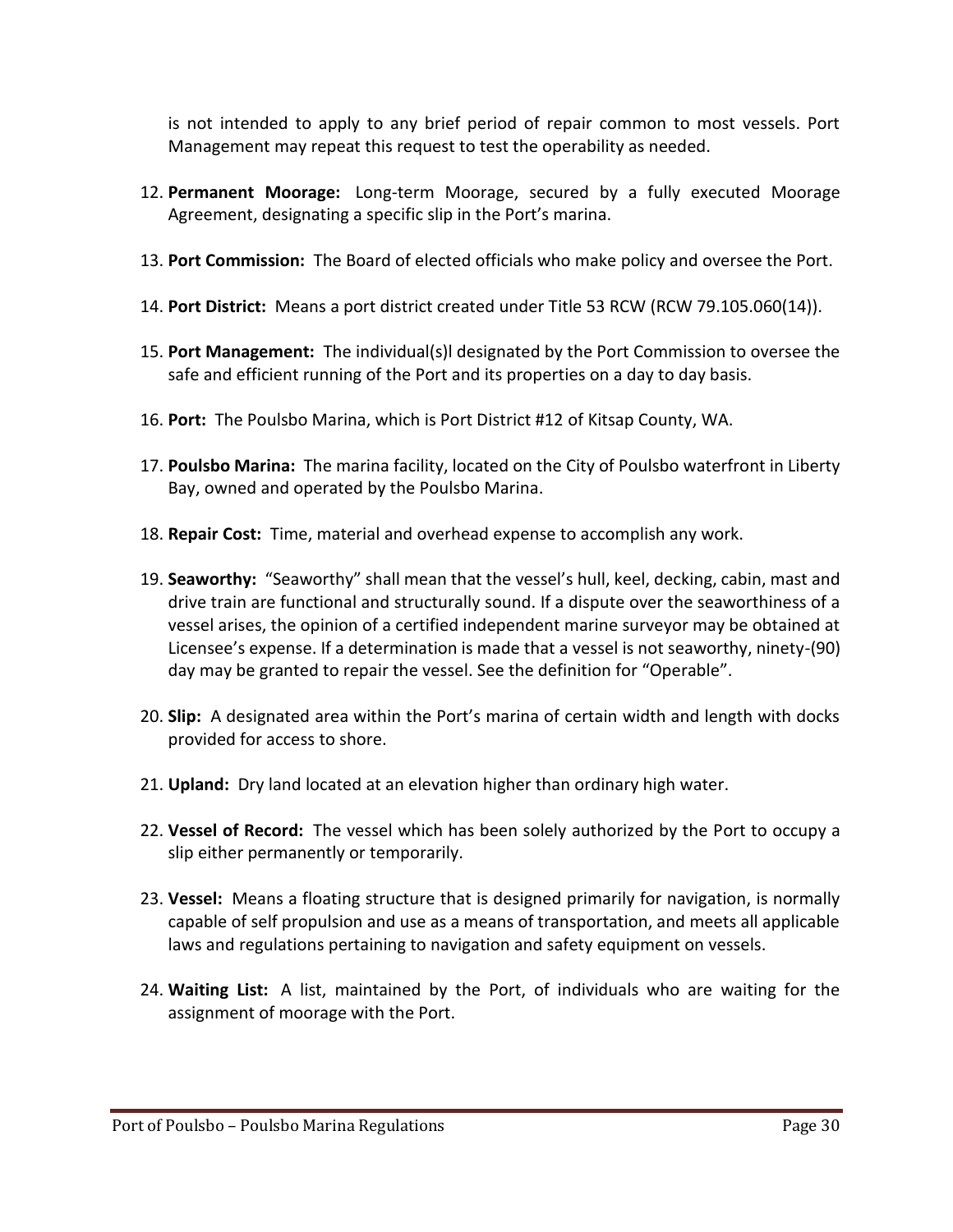is not intended to apply to any brief period of repair common to most vessels. Port Management may repeat this request to test the operability as needed.

12. **Permanent Moorage:** Long-term Moorage, secured by a fully executed Moorage Agreement, designating a specific slip in the Port's marina.

13. **Port Commission:** The Board of elected officials who make policy and oversee the Port.

14. **Port District:** Means a port district created under Title 53 RCW (RCW 79.105.060(14)).

15. **Port Management:** The individual(s)l designated by the Port Commission to oversee the safe and efficient running of the Port and its properties on a day to day basis.

16. **Port:** The Poulsbo Marina, which is Port District #12 of Kitsap County, WA.

17. **Poulsbo Marina:** The marina facility, located on the City of Poulsbo waterfront in Liberty Bay, owned and operated by the Poulsbo Marina.

18. **Repair Cost:** Time, material and overhead expense to accomplish any work.

19. **Seaworthy:** "Seaworthy" shall mean that the vessel's hull, keel, decking, cabin, mast and drive train are functional and structurally sound. If a dispute over the seaworthiness of a vessel arises, the opinion of a certified independent marine surveyor may be obtained at Licensee's expense. If a determination is made that a vessel is not seaworthy, ninety-(90) day may be granted to repair the vessel. See the definition for "Operable".

20. **Slip:** A designated area within the Port's marina of certain width and length with docks provided for access to shore.

21. **Upland:** Dry land located at an elevation higher than ordinary high water.

22. **Vessel of Record:** The vessel which has been solely authorized by the Port to occupy a slip either permanently or temporarily.

23. **Vessel:** Means a floating structure that is designed primarily for navigation, is normally capable of self propulsion and use as a means of transportation, and meets all applicable laws and regulations pertaining to navigation and safety equipment on vessels.

24. **Waiting List:** A list, maintained by the Port, of individuals who are waiting for the assignment of moorage with the Port.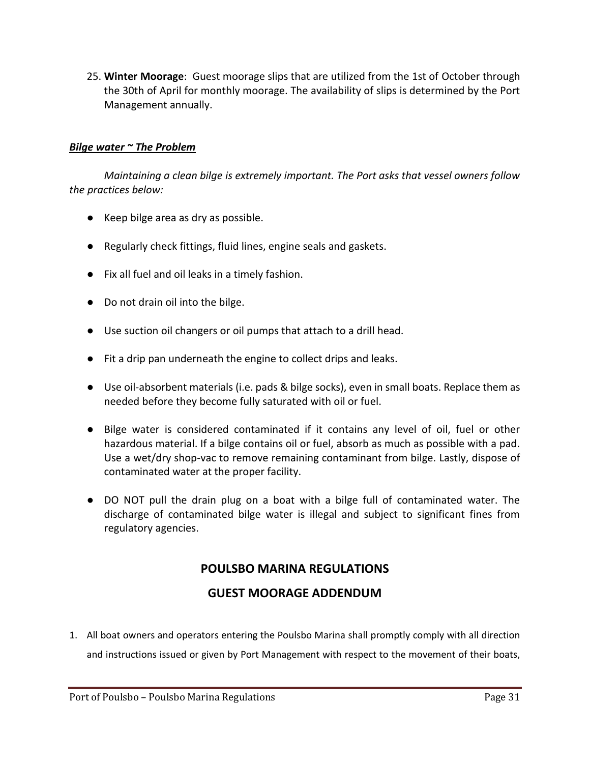25. **Winter Moorage**: Guest moorage slips that are utilized from the 1st of October through the 30th of April for monthly moorage. The availability of slips is determined by the Port Management annually.

***Bilge water ~ The Problem***

*Maintaining a clean bilge is extremely important. The Port asks that vessel owners follow the practices below:*

- Keep bilge area as dry as possible.
- Regularly check fittings, fluid lines, engine seals and gaskets.
- Fix all fuel and oil leaks in a timely fashion.
- Do not drain oil into the bilge.
- Use suction oil changers or oil pumps that attach to a drill head.
- Fit a drip pan underneath the engine to collect drips and leaks.
- Use oil-absorbent materials (i.e. pads & bilge socks), even in small boats. Replace them as needed before they become fully saturated with oil or fuel.
- Bilge water is considered contaminated if it contains any level of oil, fuel or other hazardous material. If a bilge contains oil or fuel, absorb as much as possible with a pad. Use a wet/dry shop-vac to remove remaining contaminant from bilge. Lastly, dispose of contaminated water at the proper facility.
- DO NOT pull the drain plug on a boat with a bilge full of contaminated water. The discharge of contaminated bilge water is illegal and subject to significant fines from regulatory agencies.

## POULSBO MARINA REGULATIONS

## GUEST MOORAGE ADDENDUM

1. All boat owners and operators entering the Poulsbo Marina shall promptly comply with all direction and instructions issued or given by Port Management with respect to the movement of their boats,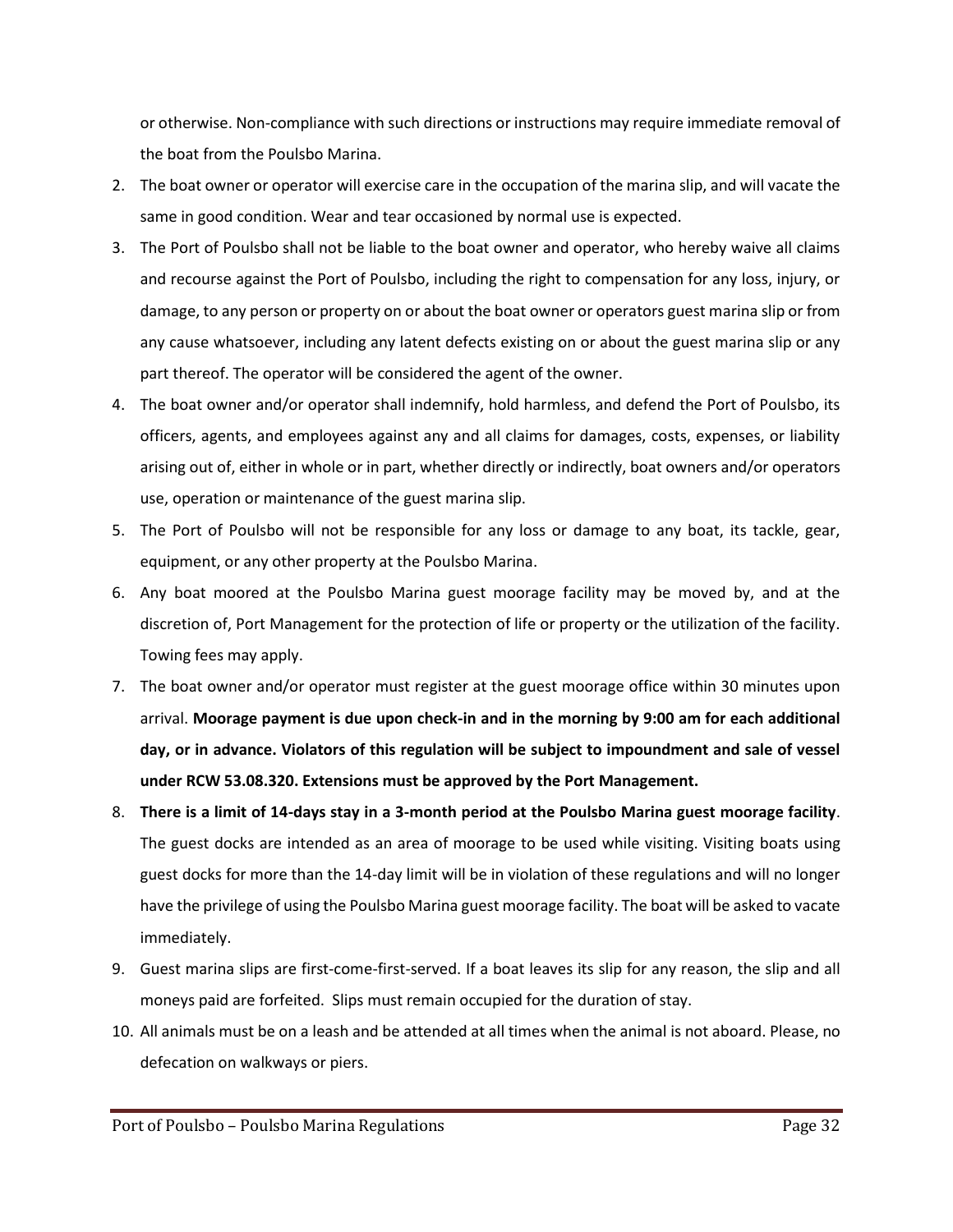or otherwise. Non-compliance with such directions or instructions may require immediate removal of the boat from the Poulsbo Marina.

2. The boat owner or operator will exercise care in the occupation of the marina slip, and will vacate the same in good condition. Wear and tear occasioned by normal use is expected.
3. The Port of Poulsbo shall not be liable to the boat owner and operator, who hereby waive all claims and recourse against the Port of Poulsbo, including the right to compensation for any loss, injury, or damage, to any person or property on or about the boat owner or operators guest marina slip or from any cause whatsoever, including any latent defects existing on or about the guest marina slip or any part thereof. The operator will be considered the agent of the owner.
4. The boat owner and/or operator shall indemnify, hold harmless, and defend the Port of Poulsbo, its officers, agents, and employees against any and all claims for damages, costs, expenses, or liability arising out of, either in whole or in part, whether directly or indirectly, boat owners and/or operators use, operation or maintenance of the guest marina slip.
5. The Port of Poulsbo will not be responsible for any loss or damage to any boat, its tackle, gear, equipment, or any other property at the Poulsbo Marina.
6. Any boat moored at the Poulsbo Marina guest moorage facility may be moved by, and at the discretion of, Port Management for the protection of life or property or the utilization of the facility. Towing fees may apply.
7. The boat owner and/or operator must register at the guest moorage office within 30 minutes upon arrival. **Moorage payment is due upon check-in and in the morning by 9:00 am for each additional day, or in advance. Violators of this regulation will be subject to impoundment and sale of vessel under RCW 53.08.320. Extensions must be approved by the Port Management.**
8. **There is a limit of 14-days stay in a 3-month period at the Poulsbo Marina guest moorage facility**. The guest docks are intended as an area of moorage to be used while visiting. Visiting boats using guest docks for more than the 14-day limit will be in violation of these regulations and will no longer have the privilege of using the Poulsbo Marina guest moorage facility. The boat will be asked to vacate immediately.
9. Guest marina slips are first-come-first-served. If a boat leaves its slip for any reason, the slip and all moneys paid are forfeited. Slips must remain occupied for the duration of stay.
10. All animals must be on a leash and be attended at all times when the animal is not aboard. Please, no defecation on walkways or piers.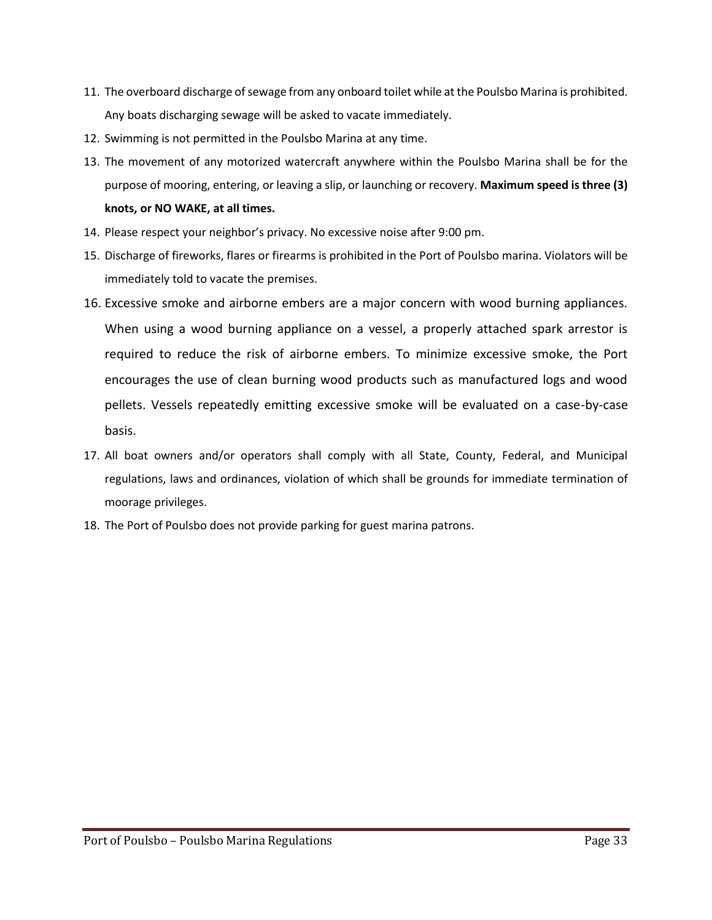11. The overboard discharge of sewage from any onboard toilet while at the Poulsbo Marina is prohibited. Any boats discharging sewage will be asked to vacate immediately.
12. Swimming is not permitted in the Poulsbo Marina at any time.
13. The movement of any motorized watercraft anywhere within the Poulsbo Marina shall be for the purpose of mooring, entering, or leaving a slip, or launching or recovery. **Maximum speed is three (3) knots, or NO WAKE, at all times.**
14. Please respect your neighbor's privacy. No excessive noise after 9:00 pm.
15. Discharge of fireworks, flares or firearms is prohibited in the Port of Poulsbo marina. Violators will be immediately told to vacate the premises.
16. Excessive smoke and airborne embers are a major concern with wood burning appliances. When using a wood burning appliance on a vessel, a properly attached spark arrestor is required to reduce the risk of airborne embers. To minimize excessive smoke, the Port encourages the use of clean burning wood products such as manufactured logs and wood pellets. Vessels repeatedly emitting excessive smoke will be evaluated on a case-by-case basis.
17. All boat owners and/or operators shall comply with all State, County, Federal, and Municipal regulations, laws and ordinances, violation of which shall be grounds for immediate termination of moorage privileges.
18. The Port of Poulsbo does not provide parking for guest marina patrons.